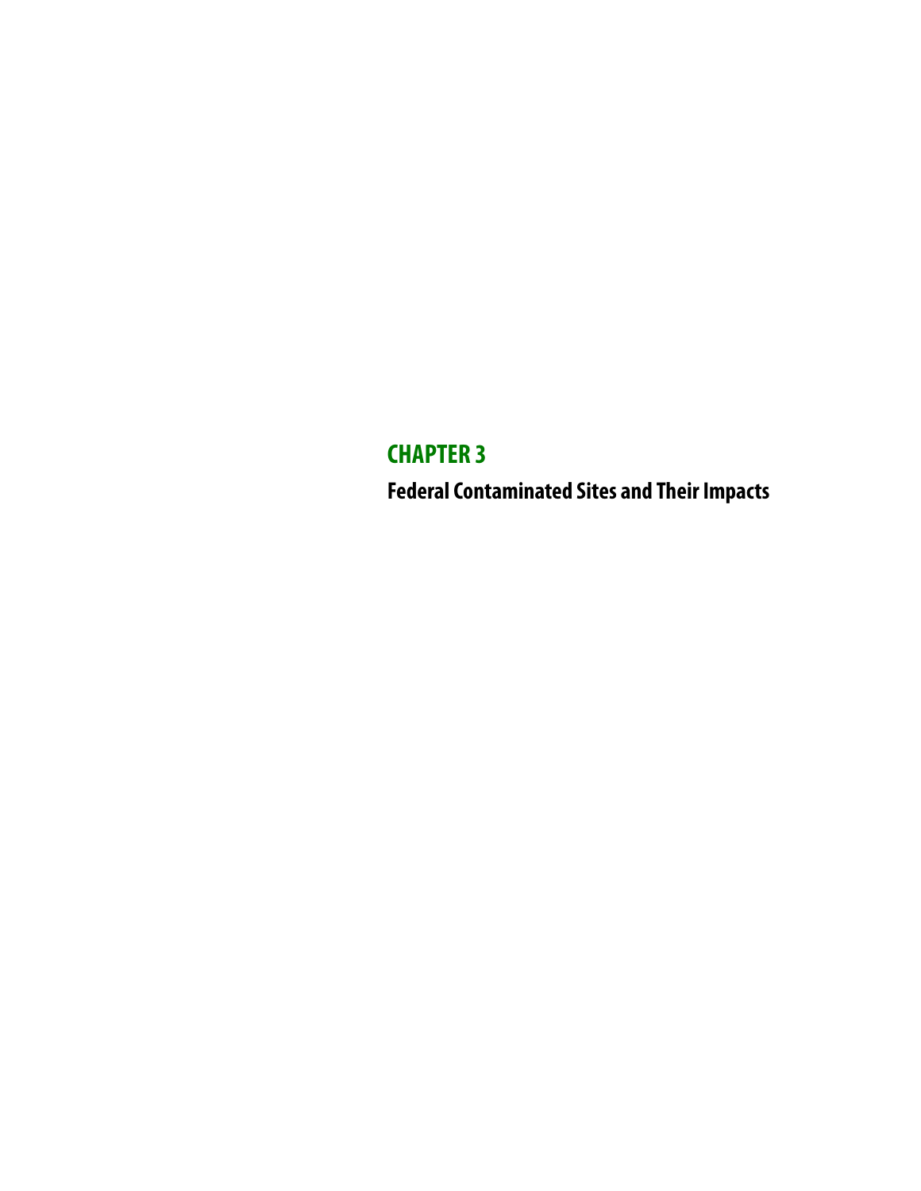# CHAPTER 3

## Federal Contaminated Sites and Their Impacts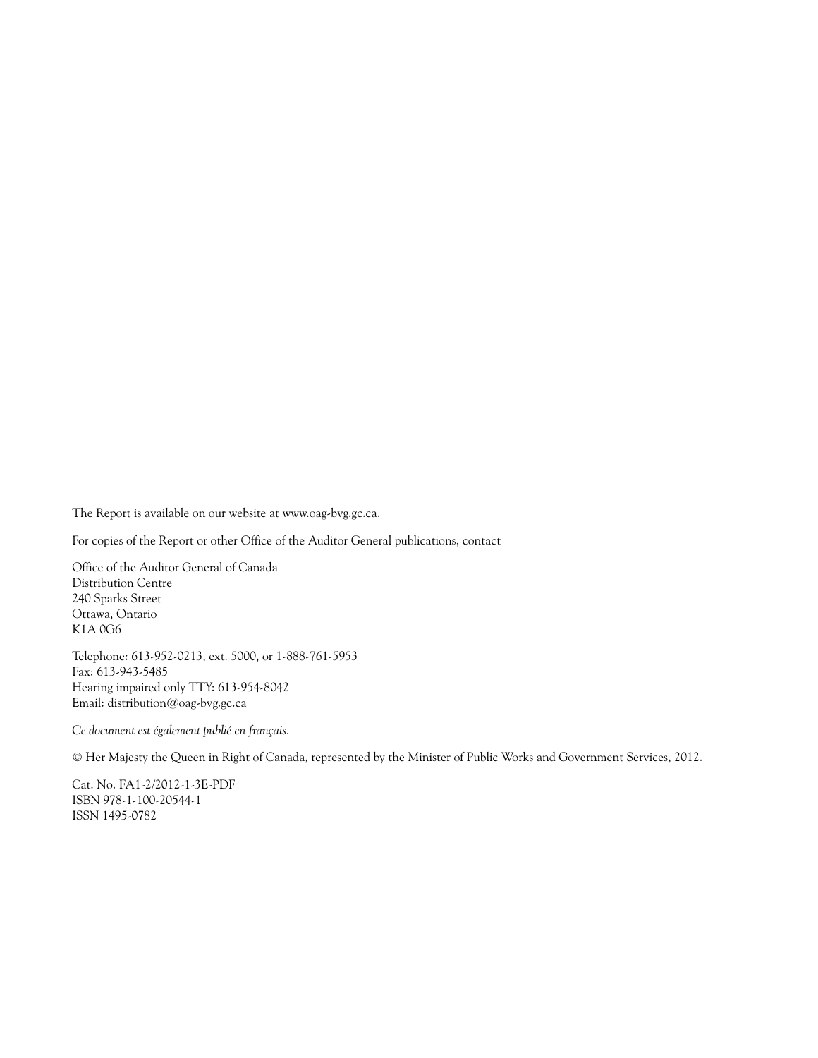The Report is available on our website at www.oag-bvg.gc.ca.

For copies of the Report or other Office of the Auditor General publications, contact

Office of the Auditor General of Canada  
Distribution Centre  
240 Sparks Street  
Ottawa, Ontario  
K1A 0G6

Telephone: 613-952-0213, ext. 5000, or 1-888-761-5953  
Fax: 613-943-5485  
Hearing impaired only TTY: 613-954-8042  
Email: distribution@oag-bvg.gc.ca

*Ce document est également publié en français.*

© Her Majesty the Queen in Right of Canada, represented by the Minister of Public Works and Government Services, 2012.

Cat. No. FA1-2/2012-1-3E-PDF  
ISBN 978-1-100-20544-1  
ISSN 1495-0782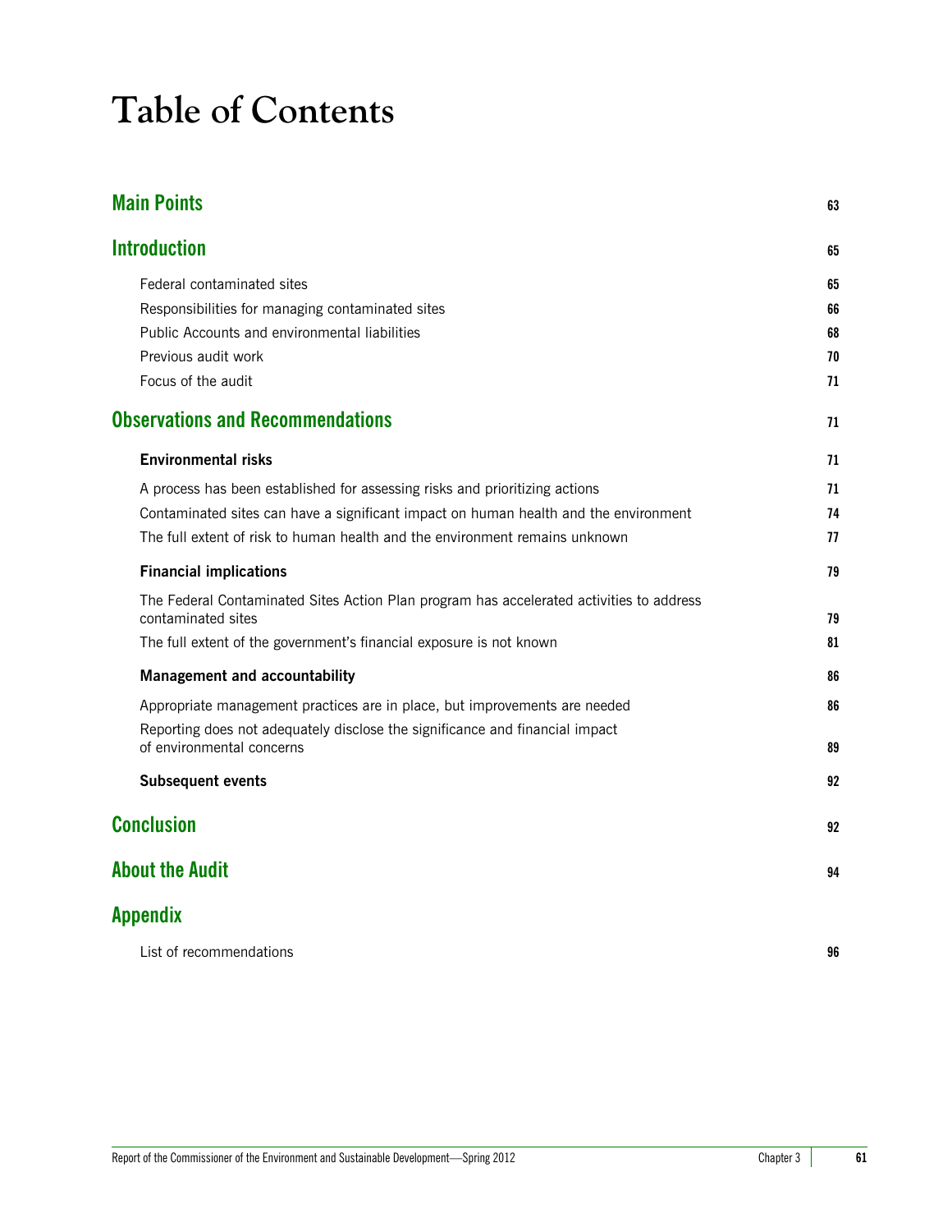# Table of Contents

| | |
|---|---|
| **Main Points** | 63 |
| **Introduction** | 65 |
| Federal contaminated sites | 65 |
| Responsibilities for managing contaminated sites | 66 |
| Public Accounts and environmental liabilities | 68 |
| Previous audit work | 70 |
| Focus of the audit | 71 |
| **Observations and Recommendations** | 71 |
| **Environmental risks** | 71 |
| A process has been established for assessing risks and prioritizing actions | 71 |
| Contaminated sites can have a significant impact on human health and the environment | 74 |
| The full extent of risk to human health and the environment remains unknown | 77 |
| **Financial implications** | 79 |
| The Federal Contaminated Sites Action Plan program has accelerated activities to address contaminated sites | 79 |
| The full extent of the government's financial exposure is not known | 81 |
| **Management and accountability** | 86 |
| Appropriate management practices are in place, but improvements are needed | 86 |
| Reporting does not adequately disclose the significance and financial impact of environmental concerns | 89 |
| **Subsequent events** | 92 |
| **Conclusion** | 92 |
| **About the Audit** | 94 |
| **Appendix** | |
| List of recommendations | 96 |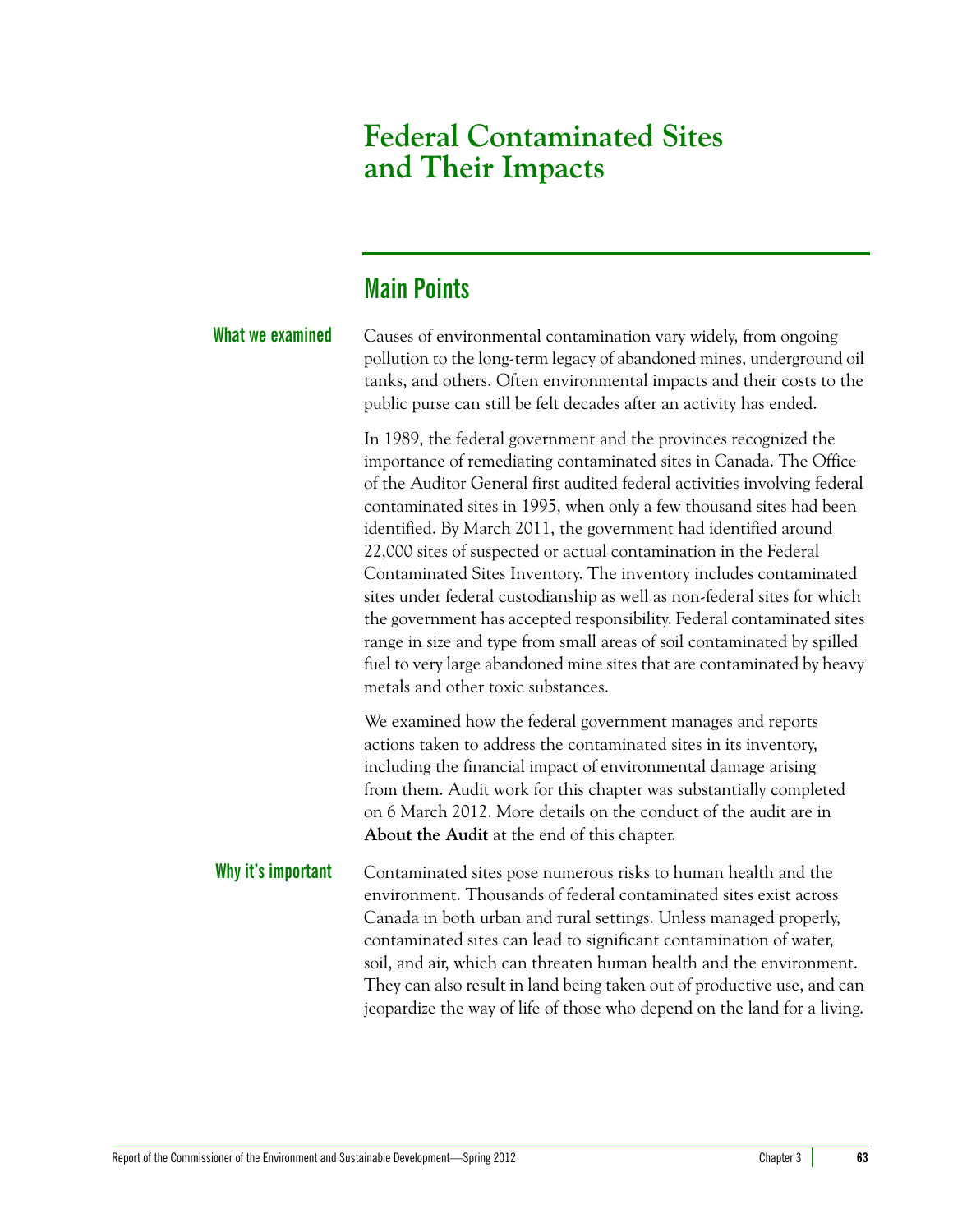# Federal Contaminated Sites and Their Impacts

## Main Points

### What we examined

Causes of environmental contamination vary widely, from ongoing pollution to the long-term legacy of abandoned mines, underground oil tanks, and others. Often environmental impacts and their costs to the public purse can still be felt decades after an activity has ended.

In 1989, the federal government and the provinces recognized the importance of remediating contaminated sites in Canada. The Office of the Auditor General first audited federal activities involving federal contaminated sites in 1995, when only a few thousand sites had been identified. By March 2011, the government had identified around 22,000 sites of suspected or actual contamination in the Federal Contaminated Sites Inventory. The inventory includes contaminated sites under federal custodianship as well as non-federal sites for which the government has accepted responsibility. Federal contaminated sites range in size and type from small areas of soil contaminated by spilled fuel to very large abandoned mine sites that are contaminated by heavy metals and other toxic substances.

We examined how the federal government manages and reports actions taken to address the contaminated sites in its inventory, including the financial impact of environmental damage arising from them. Audit work for this chapter was substantially completed on 6 March 2012. More details on the conduct of the audit are in **About the Audit** at the end of this chapter.

### Why it's important

Contaminated sites pose numerous risks to human health and the environment. Thousands of federal contaminated sites exist across Canada in both urban and rural settings. Unless managed properly, contaminated sites can lead to significant contamination of water, soil, and air, which can threaten human health and the environment. They can also result in land being taken out of productive use, and can jeopardize the way of life of those who depend on the land for a living.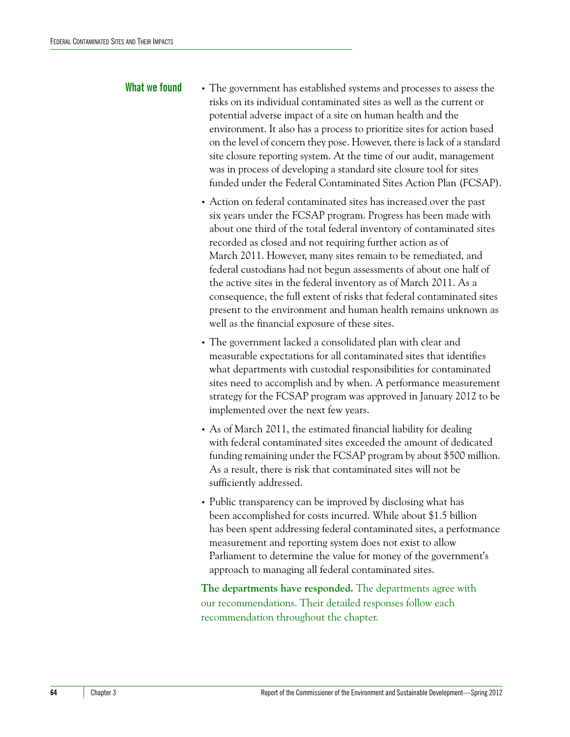## What we found

- The government has established systems and processes to assess the risks on its individual contaminated sites as well as the current or potential adverse impact of a site on human health and the environment. It also has a process to prioritize sites for action based on the level of concern they pose. However, there is lack of a standard site closure reporting system. At the time of our audit, management was in process of developing a standard site closure tool for sites funded under the Federal Contaminated Sites Action Plan (FCSAP).
- Action on federal contaminated sites has increased over the past six years under the FCSAP program. Progress has been made with about one third of the total federal inventory of contaminated sites recorded as closed and not requiring further action as of March 2011. However, many sites remain to be remediated, and federal custodians had not begun assessments of about one half of the active sites in the federal inventory as of March 2011. As a consequence, the full extent of risks that federal contaminated sites present to the environment and human health remains unknown as well as the financial exposure of these sites.
- The government lacked a consolidated plan with clear and measurable expectations for all contaminated sites that identifies what departments with custodial responsibilities for contaminated sites need to accomplish and by when. A performance measurement strategy for the FCSAP program was approved in January 2012 to be implemented over the next few years.
- As of March 2011, the estimated financial liability for dealing with federal contaminated sites exceeded the amount of dedicated funding remaining under the FCSAP program by about $500 million. As a result, there is risk that contaminated sites will not be sufficiently addressed.
- Public transparency can be improved by disclosing what has been accomplished for costs incurred. While about $1.5 billion has been spent addressing federal contaminated sites, a performance measurement and reporting system does not exist to allow Parliament to determine the value for money of the government's approach to managing all federal contaminated sites.

**The departments have responded.** The departments agree with our recommendations. Their detailed responses follow each recommendation throughout the chapter.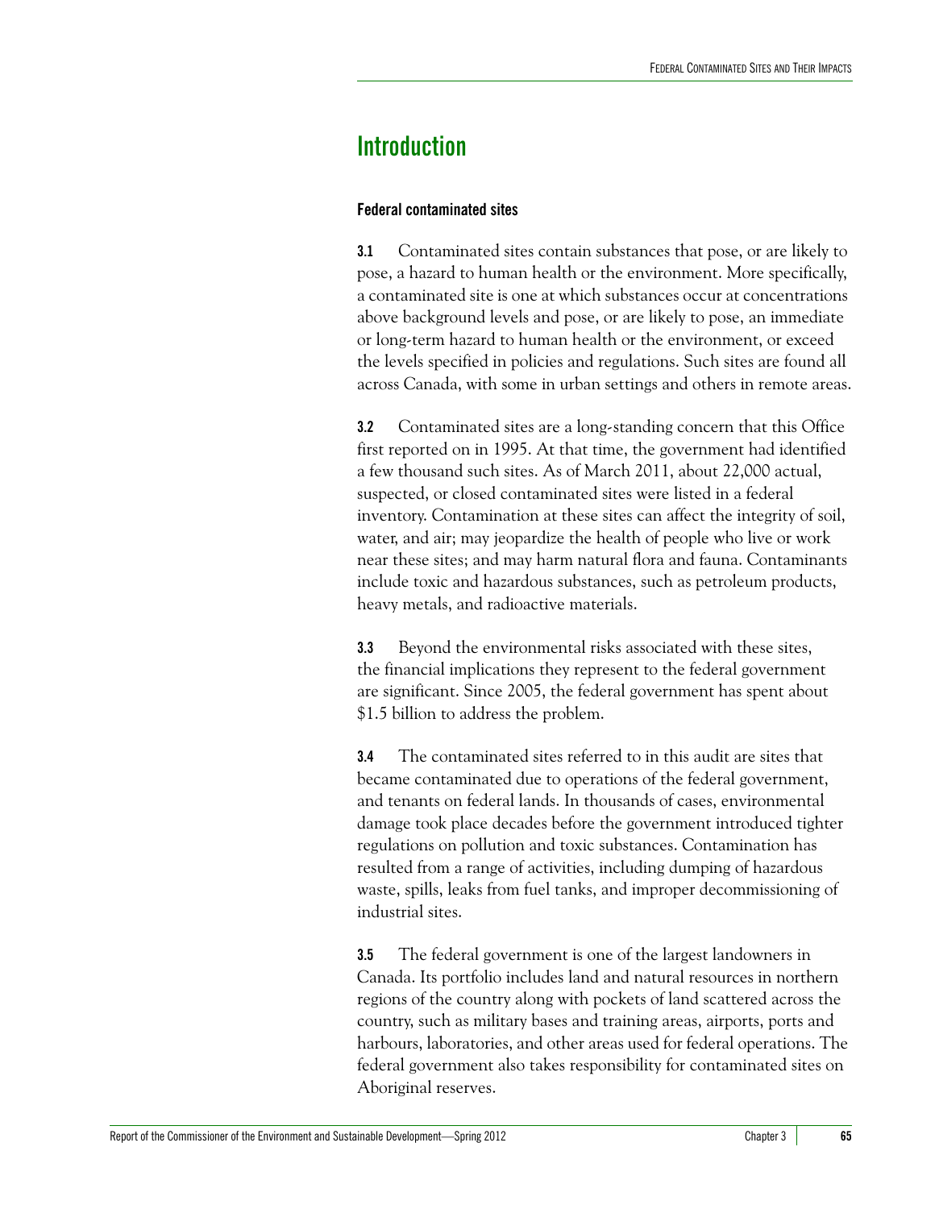## Introduction

### Federal contaminated sites

**3.1** Contaminated sites contain substances that pose, or are likely to pose, a hazard to human health or the environment. More specifically, a contaminated site is one at which substances occur at concentrations above background levels and pose, or are likely to pose, an immediate or long-term hazard to human health or the environment, or exceed the levels specified in policies and regulations. Such sites are found all across Canada, with some in urban settings and others in remote areas.

**3.2** Contaminated sites are a long-standing concern that this Office first reported on in 1995. At that time, the government had identified a few thousand such sites. As of March 2011, about 22,000 actual, suspected, or closed contaminated sites were listed in a federal inventory. Contamination at these sites can affect the integrity of soil, water, and air; may jeopardize the health of people who live or work near these sites; and may harm natural flora and fauna. Contaminants include toxic and hazardous substances, such as petroleum products, heavy metals, and radioactive materials.

**3.3** Beyond the environmental risks associated with these sites, the financial implications they represent to the federal government are significant. Since 2005, the federal government has spent about $1.5 billion to address the problem.

**3.4** The contaminated sites referred to in this audit are sites that became contaminated due to operations of the federal government, and tenants on federal lands. In thousands of cases, environmental damage took place decades before the government introduced tighter regulations on pollution and toxic substances. Contamination has resulted from a range of activities, including dumping of hazardous waste, spills, leaks from fuel tanks, and improper decommissioning of industrial sites.

**3.5** The federal government is one of the largest landowners in Canada. Its portfolio includes land and natural resources in northern regions of the country along with pockets of land scattered across the country, such as military bases and training areas, airports, ports and harbours, laboratories, and other areas used for federal operations. The federal government also takes responsibility for contaminated sites on Aboriginal reserves.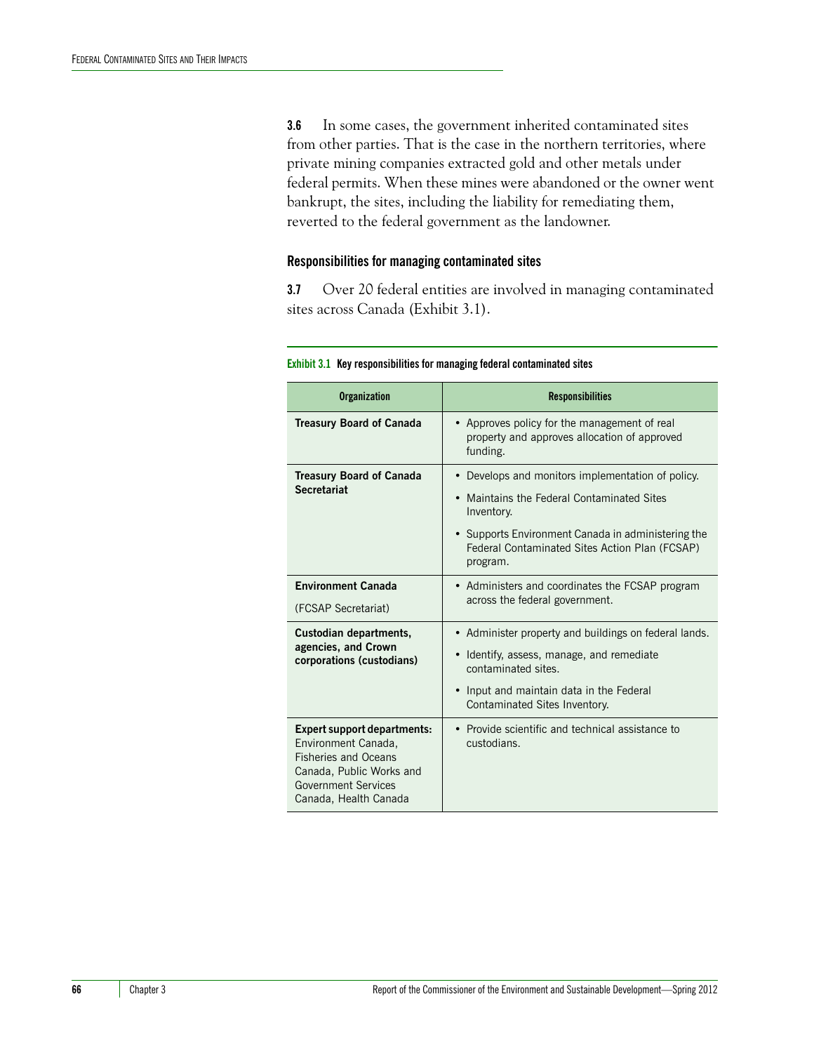**3.6** In some cases, the government inherited contaminated sites from other parties. That is the case in the northern territories, where private mining companies extracted gold and other metals under federal permits. When these mines were abandoned or the owner went bankrupt, the sites, including the liability for remediating them, reverted to the federal government as the landowner.

### Responsibilities for managing contaminated sites

**3.7** Over 20 federal entities are involved in managing contaminated sites across Canada (Exhibit 3.1).

**Exhibit 3.1 Key responsibilities for managing federal contaminated sites**

| Organization | Responsibilities |
| --- | --- |
| **Treasury Board of Canada** | • Approves policy for the management of real property and approves allocation of approved funding. |
| **Treasury Board of Canada Secretariat** | • Develops and monitors implementation of policy.<br>• Maintains the Federal Contaminated Sites Inventory.<br>• Supports Environment Canada in administering the Federal Contaminated Sites Action Plan (FCSAP) program. |
| **Environment Canada**<br>(FCSAP Secretariat) | • Administers and coordinates the FCSAP program across the federal government. |
| **Custodian departments, agencies, and Crown corporations (custodians)** | • Administer property and buildings on federal lands.<br>• Identify, assess, manage, and remediate contaminated sites.<br>• Input and maintain data in the Federal Contaminated Sites Inventory. |
| **Expert support departments:** Environment Canada, Fisheries and Oceans Canada, Public Works and Government Services Canada, Health Canada | • Provide scientific and technical assistance to custodians. |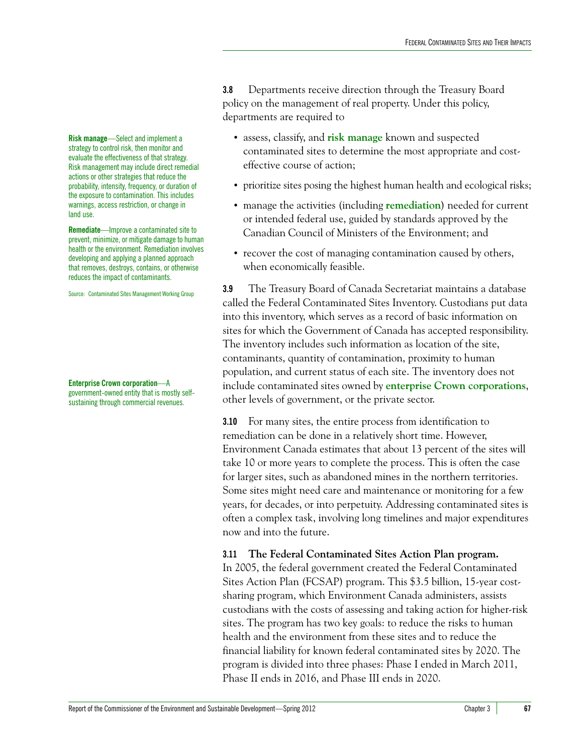**3.8** Departments receive direction through the Treasury Board policy on the management of real property. Under this policy, departments are required to

- assess, classify, and **risk manage** known and suspected contaminated sites to determine the most appropriate and cost-effective course of action;
- prioritize sites posing the highest human health and ecological risks;
- manage the activities (including **remediation**) needed for current or intended federal use, guided by standards approved by the Canadian Council of Ministers of the Environment; and
- recover the cost of managing contamination caused by others, when economically feasible.

**Risk manage**—Select and implement a strategy to control risk, then monitor and evaluate the effectiveness of that strategy. Risk management may include direct remedial actions or other strategies that reduce the probability, intensity, frequency, or duration of the exposure to contamination. This includes warnings, access restriction, or change in land use.

**Remediate**—Improve a contaminated site to prevent, minimize, or mitigate damage to human health or the environment. Remediation involves developing and applying a planned approach that removes, destroys, contains, or otherwise reduces the impact of contaminants.

Source: Contaminated Sites Management Working Group

**3.9** The Treasury Board of Canada Secretariat maintains a database called the Federal Contaminated Sites Inventory. Custodians put data into this inventory, which serves as a record of basic information on sites for which the Government of Canada has accepted responsibility. The inventory includes such information as location of the site, contaminants, quantity of contamination, proximity to human population, and current status of each site. The inventory does not include contaminated sites owned by **enterprise Crown corporations**, other levels of government, or the private sector.

**Enterprise Crown corporation**—A government-owned entity that is mostly self-sustaining through commercial revenues.

**3.10** For many sites, the entire process from identification to remediation can be done in a relatively short time. However, Environment Canada estimates that about 13 percent of the sites will take 10 or more years to complete the process. This is often the case for larger sites, such as abandoned mines in the northern territories. Some sites might need care and maintenance or monitoring for a few years, for decades, or into perpetuity. Addressing contaminated sites is often a complex task, involving long timelines and major expenditures now and into the future.

**3.11 The Federal Contaminated Sites Action Plan program.** In 2005, the federal government created the Federal Contaminated Sites Action Plan (FCSAP) program. This $3.5 billion, 15-year cost-sharing program, which Environment Canada administers, assists custodians with the costs of assessing and taking action for higher-risk sites. The program has two key goals: to reduce the risks to human health and the environment from these sites and to reduce the financial liability for known federal contaminated sites by 2020. The program is divided into three phases: Phase I ended in March 2011, Phase II ends in 2016, and Phase III ends in 2020.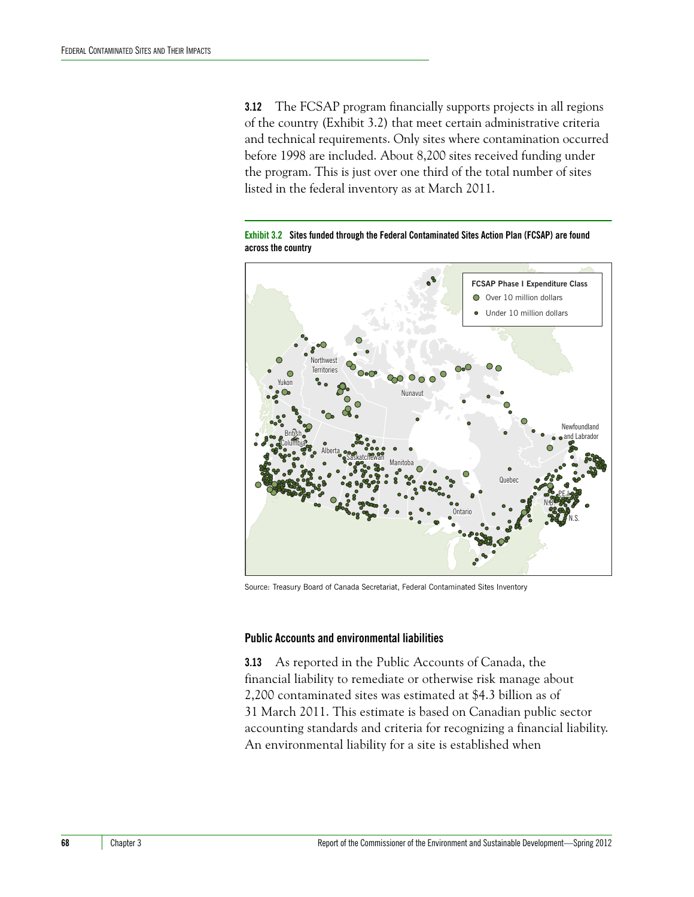**3.12** The FCSAP program financially supports projects in all regions of the country (Exhibit 3.2) that meet certain administrative criteria and technical requirements. Only sites where contamination occurred before 1998 are included. About 8,200 sites received funding under the program. This is just over one third of the total number of sites listed in the federal inventory as at March 2011.

**Exhibit 3.2 Sites funded through the Federal Contaminated Sites Action Plan (FCSAP) are found across the country**

FCSAP Phase I Expenditure Class
- Over 10 million dollars
- Under 10 million dollars

Source: Treasury Board of Canada Secretariat, Federal Contaminated Sites Inventory

### Public Accounts and environmental liabilities

**3.13** As reported in the Public Accounts of Canada, the financial liability to remediate or otherwise risk manage about 2,200 contaminated sites was estimated at $4.3 billion as of 31 March 2011. This estimate is based on Canadian public sector accounting standards and criteria for recognizing a financial liability. An environmental liability for a site is established when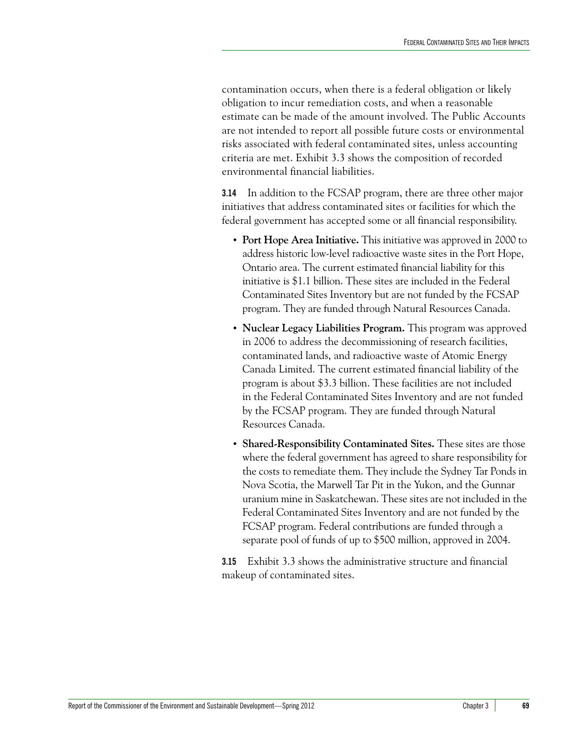contamination occurs, when there is a federal obligation or likely obligation to incur remediation costs, and when a reasonable estimate can be made of the amount involved. The Public Accounts are not intended to report all possible future costs or environmental risks associated with federal contaminated sites, unless accounting criteria are met. Exhibit 3.3 shows the composition of recorded environmental financial liabilities.

**3.14** In addition to the FCSAP program, there are three other major initiatives that address contaminated sites or facilities for which the federal government has accepted some or all financial responsibility.

- **Port Hope Area Initiative.** This initiative was approved in 2000 to address historic low-level radioactive waste sites in the Port Hope, Ontario area. The current estimated financial liability for this initiative is $1.1 billion. These sites are included in the Federal Contaminated Sites Inventory but are not funded by the FCSAP program. They are funded through Natural Resources Canada.
- **Nuclear Legacy Liabilities Program.** This program was approved in 2006 to address the decommissioning of research facilities, contaminated lands, and radioactive waste of Atomic Energy Canada Limited. The current estimated financial liability of the program is about $3.3 billion. These facilities are not included in the Federal Contaminated Sites Inventory and are not funded by the FCSAP program. They are funded through Natural Resources Canada.
- **Shared-Responsibility Contaminated Sites.** These sites are those where the federal government has agreed to share responsibility for the costs to remediate them. They include the Sydney Tar Ponds in Nova Scotia, the Marwell Tar Pit in the Yukon, and the Gunnar uranium mine in Saskatchewan. These sites are not included in the Federal Contaminated Sites Inventory and are not funded by the FCSAP program. Federal contributions are funded through a separate pool of funds of up to $500 million, approved in 2004.

**3.15** Exhibit 3.3 shows the administrative structure and financial makeup of contaminated sites.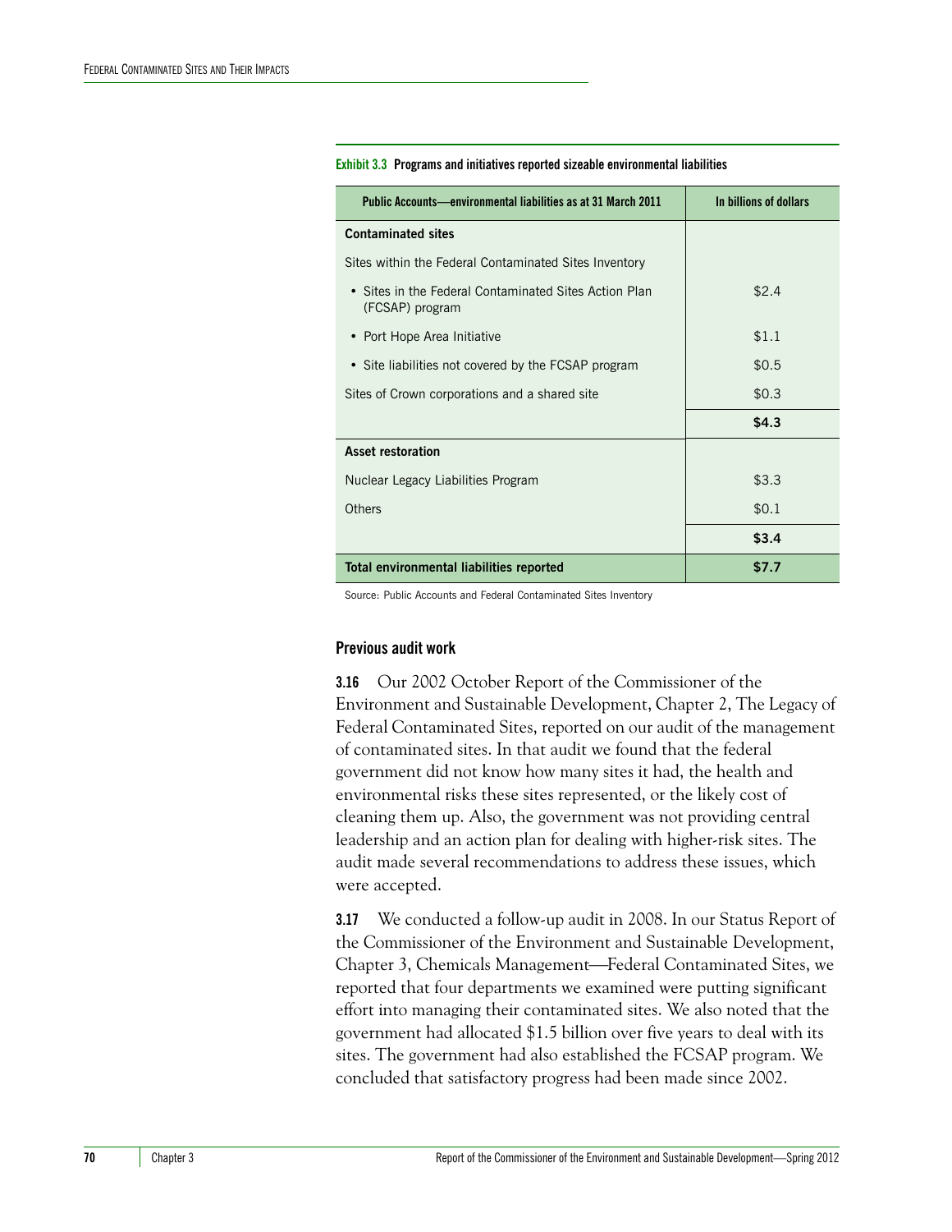**Exhibit 3.3 Programs and initiatives reported sizeable environmental liabilities**

| Public Accounts—environmental liabilities as at 31 March 2011 | In billions of dollars |
|---|---|
| **Contaminated sites** | |
| Sites within the Federal Contaminated Sites Inventory | |
| • Sites in the Federal Contaminated Sites Action Plan (FCSAP) program | $2.4 |
| • Port Hope Area Initiative | $1.1 |
| • Site liabilities not covered by the FCSAP program | $0.5 |
| Sites of Crown corporations and a shared site | $0.3 |
| | **$4.3** |
| **Asset restoration** | |
| Nuclear Legacy Liabilities Program | $3.3 |
| Others | $0.1 |
| | **$3.4** |
| **Total environmental liabilities reported** | **$7.7** |

Source: Public Accounts and Federal Contaminated Sites Inventory

### Previous audit work

**3.16** Our 2002 October Report of the Commissioner of the Environment and Sustainable Development, Chapter 2, The Legacy of Federal Contaminated Sites, reported on our audit of the management of contaminated sites. In that audit we found that the federal government did not know how many sites it had, the health and environmental risks these sites represented, or the likely cost of cleaning them up. Also, the government was not providing central leadership and an action plan for dealing with higher-risk sites. The audit made several recommendations to address these issues, which were accepted.

**3.17** We conducted a follow-up audit in 2008. In our Status Report of the Commissioner of the Environment and Sustainable Development, Chapter 3, Chemicals Management—Federal Contaminated Sites, we reported that four departments we examined were putting significant effort into managing their contaminated sites. We also noted that the government had allocated $1.5 billion over five years to deal with its sites. The government had also established the FCSAP program. We concluded that satisfactory progress had been made since 2002.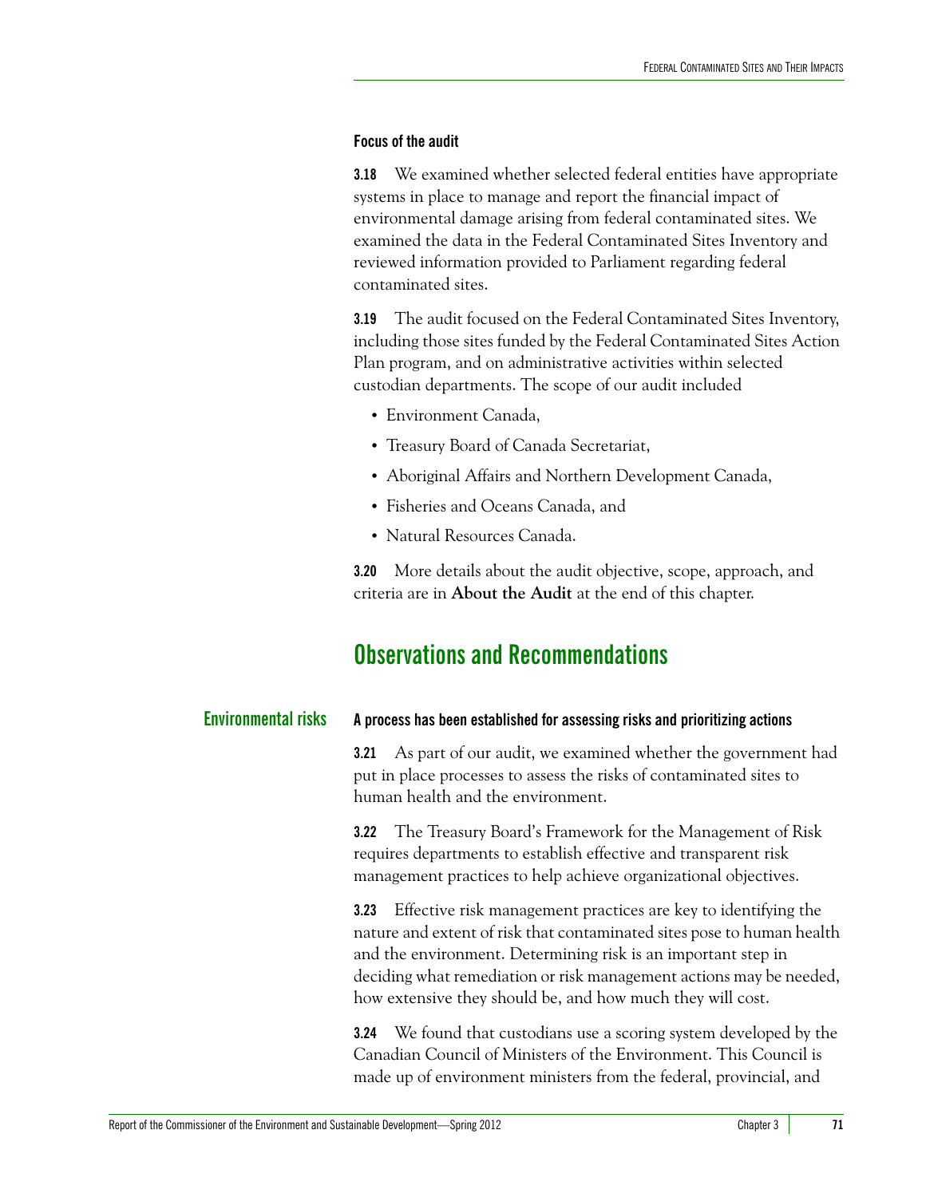### Focus of the audit

**3.18** We examined whether selected federal entities have appropriate systems in place to manage and report the financial impact of environmental damage arising from federal contaminated sites. We examined the data in the Federal Contaminated Sites Inventory and reviewed information provided to Parliament regarding federal contaminated sites.

**3.19** The audit focused on the Federal Contaminated Sites Inventory, including those sites funded by the Federal Contaminated Sites Action Plan program, and on administrative activities within selected custodian departments. The scope of our audit included

- Environment Canada,
- Treasury Board of Canada Secretariat,
- Aboriginal Affairs and Northern Development Canada,
- Fisheries and Oceans Canada, and
- Natural Resources Canada.

**3.20** More details about the audit objective, scope, approach, and criteria are in **About the Audit** at the end of this chapter.

## Observations and Recommendations

### Environmental risks

#### A process has been established for assessing risks and prioritizing actions

**3.21** As part of our audit, we examined whether the government had put in place processes to assess the risks of contaminated sites to human health and the environment.

**3.22** The Treasury Board's Framework for the Management of Risk requires departments to establish effective and transparent risk management practices to help achieve organizational objectives.

**3.23** Effective risk management practices are key to identifying the nature and extent of risk that contaminated sites pose to human health and the environment. Determining risk is an important step in deciding what remediation or risk management actions may be needed, how extensive they should be, and how much they will cost.

**3.24** We found that custodians use a scoring system developed by the Canadian Council of Ministers of the Environment. This Council is made up of environment ministers from the federal, provincial, and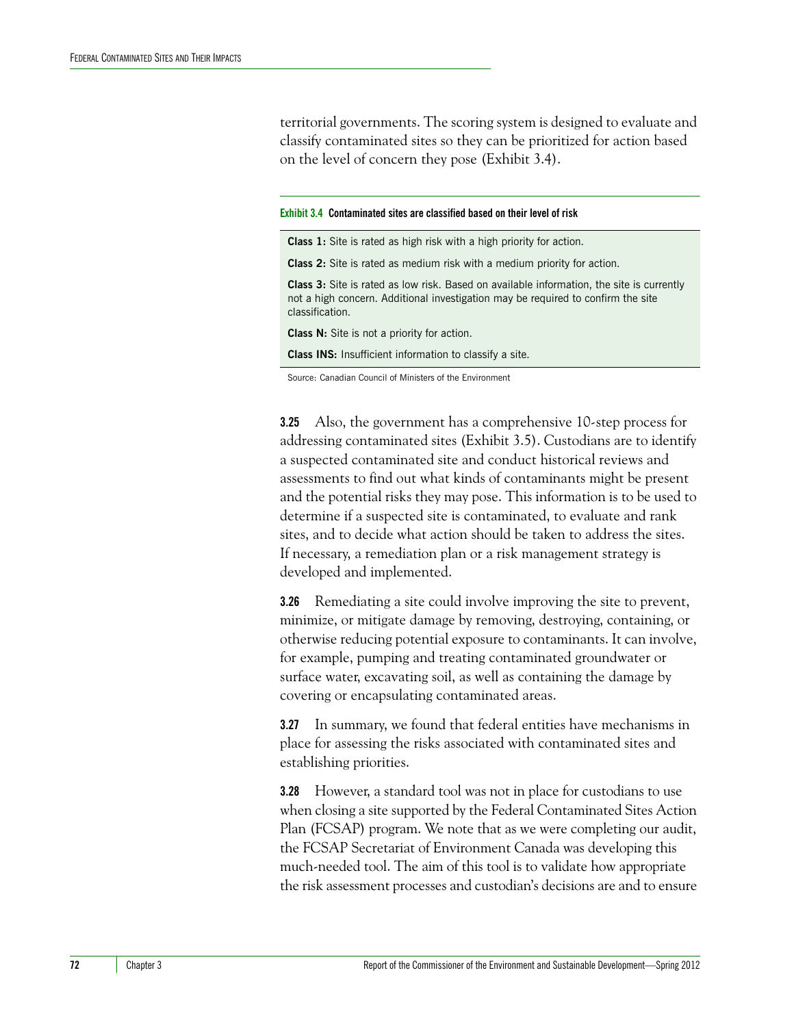territorial governments. The scoring system is designed to evaluate and classify contaminated sites so they can be prioritized for action based on the level of concern they pose (Exhibit 3.4).

**Exhibit 3.4 Contaminated sites are classified based on their level of risk**

**Class 1:** Site is rated as high risk with a high priority for action.

**Class 2:** Site is rated as medium risk with a medium priority for action.

**Class 3:** Site is rated as low risk. Based on available information, the site is currently not a high concern. Additional investigation may be required to confirm the site classification.

**Class N:** Site is not a priority for action.

**Class INS:** Insufficient information to classify a site.

Source: Canadian Council of Ministers of the Environment

**3.25** Also, the government has a comprehensive 10-step process for addressing contaminated sites (Exhibit 3.5). Custodians are to identify a suspected contaminated site and conduct historical reviews and assessments to find out what kinds of contaminants might be present and the potential risks they may pose. This information is to be used to determine if a suspected site is contaminated, to evaluate and rank sites, and to decide what action should be taken to address the sites. If necessary, a remediation plan or a risk management strategy is developed and implemented.

**3.26** Remediating a site could involve improving the site to prevent, minimize, or mitigate damage by removing, destroying, containing, or otherwise reducing potential exposure to contaminants. It can involve, for example, pumping and treating contaminated groundwater or surface water, excavating soil, as well as containing the damage by covering or encapsulating contaminated areas.

**3.27** In summary, we found that federal entities have mechanisms in place for assessing the risks associated with contaminated sites and establishing priorities.

**3.28** However, a standard tool was not in place for custodians to use when closing a site supported by the Federal Contaminated Sites Action Plan (FCSAP) program. We note that as we were completing our audit, the FCSAP Secretariat of Environment Canada was developing this much-needed tool. The aim of this tool is to validate how appropriate the risk assessment processes and custodian's decisions are and to ensure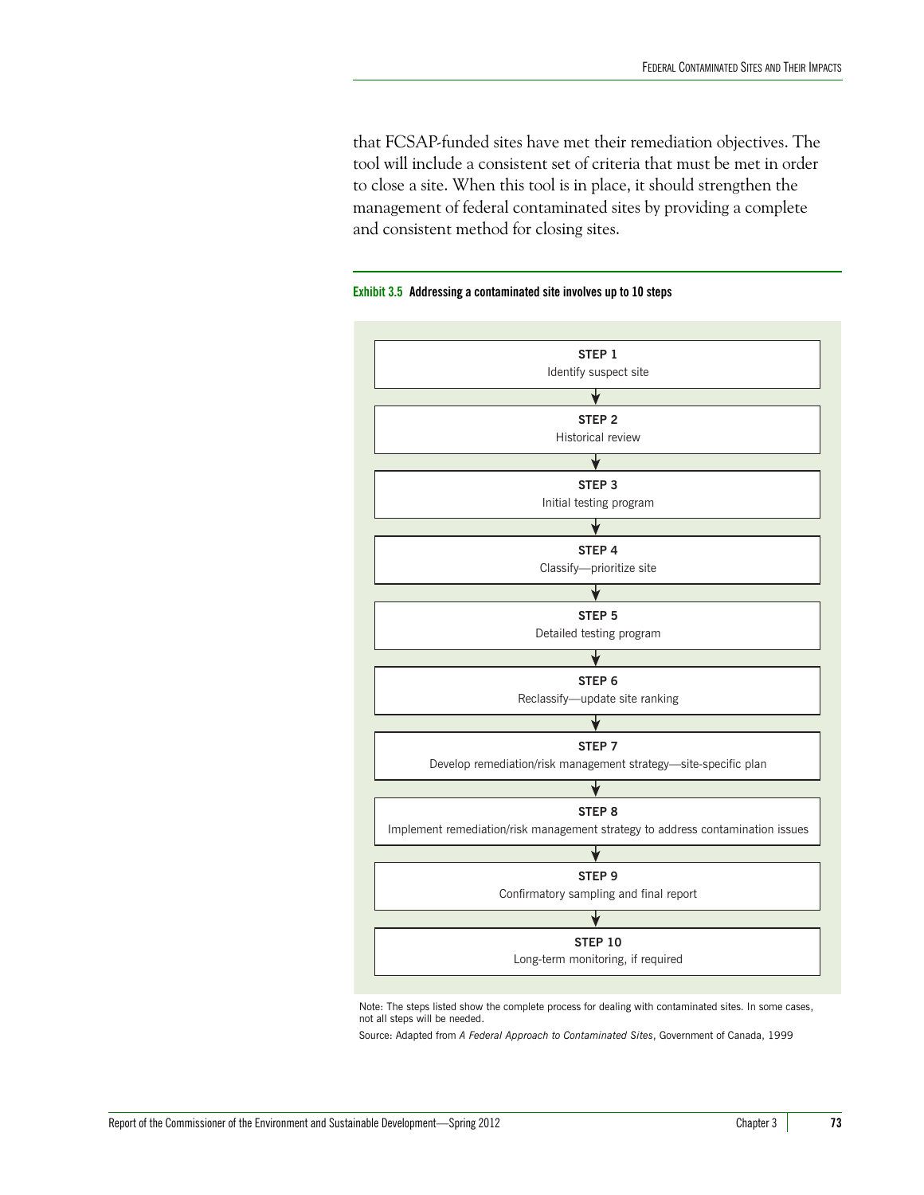that FCSAP-funded sites have met their remediation objectives. The tool will include a consistent set of criteria that must be met in order to close a site. When this tool is in place, it should strengthen the management of federal contaminated sites by providing a complete and consistent method for closing sites.

**Exhibit 3.5 Addressing a contaminated site involves up to 10 steps**

**STEP 1**
Identify suspect site

↓

**STEP 2**
Historical review

↓

**STEP 3**
Initial testing program

↓

**STEP 4**
Classify—prioritize site

↓

**STEP 5**
Detailed testing program

↓

**STEP 6**
Reclassify—update site ranking

↓

**STEP 7**
Develop remediation/risk management strategy—site-specific plan

↓

**STEP 8**
Implement remediation/risk management strategy to address contamination issues

↓

**STEP 9**
Confirmatory sampling and final report

↓

**STEP 10**
Long-term monitoring, if required

Note: The steps listed show the complete process for dealing with contaminated sites. In some cases, not all steps will be needed.

Source: Adapted from *A Federal Approach to Contaminated Sites*, Government of Canada, 1999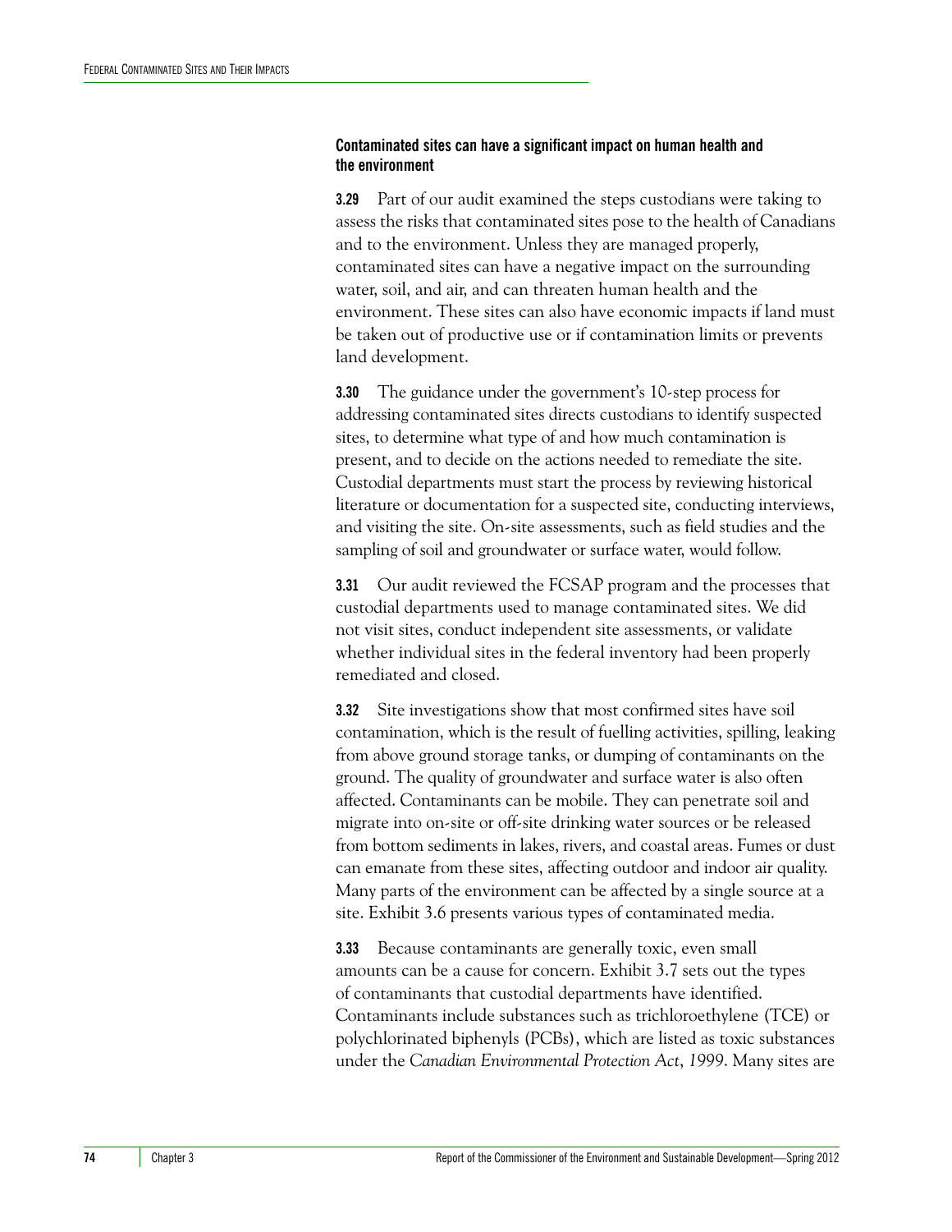### Contaminated sites can have a significant impact on human health and the environment

**3.29** Part of our audit examined the steps custodians were taking to assess the risks that contaminated sites pose to the health of Canadians and to the environment. Unless they are managed properly, contaminated sites can have a negative impact on the surrounding water, soil, and air, and can threaten human health and the environment. These sites can also have economic impacts if land must be taken out of productive use or if contamination limits or prevents land development.

**3.30** The guidance under the government's 10-step process for addressing contaminated sites directs custodians to identify suspected sites, to determine what type of and how much contamination is present, and to decide on the actions needed to remediate the site. Custodial departments must start the process by reviewing historical literature or documentation for a suspected site, conducting interviews, and visiting the site. On-site assessments, such as field studies and the sampling of soil and groundwater or surface water, would follow.

**3.31** Our audit reviewed the FCSAP program and the processes that custodial departments used to manage contaminated sites. We did not visit sites, conduct independent site assessments, or validate whether individual sites in the federal inventory had been properly remediated and closed.

**3.32** Site investigations show that most confirmed sites have soil contamination, which is the result of fuelling activities, spilling, leaking from above ground storage tanks, or dumping of contaminants on the ground. The quality of groundwater and surface water is also often affected. Contaminants can be mobile. They can penetrate soil and migrate into on-site or off-site drinking water sources or be released from bottom sediments in lakes, rivers, and coastal areas. Fumes or dust can emanate from these sites, affecting outdoor and indoor air quality. Many parts of the environment can be affected by a single source at a site. Exhibit 3.6 presents various types of contaminated media.

**3.33** Because contaminants are generally toxic, even small amounts can be a cause for concern. Exhibit 3.7 sets out the types of contaminants that custodial departments have identified. Contaminants include substances such as trichloroethylene (TCE) or polychlorinated biphenyls (PCBs), which are listed as toxic substances under the *Canadian Environmental Protection Act, 1999*. Many sites are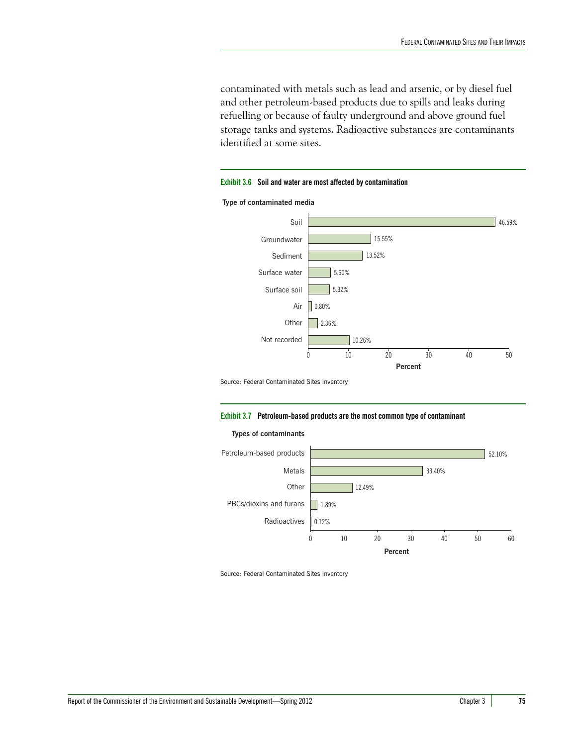contaminated with metals such as lead and arsenic, or by diesel fuel and other petroleum-based products due to spills and leaks during refuelling or because of faulty underground and above ground fuel storage tanks and systems. Radioactive substances are contaminants identified at some sites.

**Exhibit 3.6 Soil and water are most affected by contamination**

**Type of contaminated media**

| Type of contaminated media | Percent |
| --- | --- |
| Soil | 46.59% |
| Groundwater | 15.55% |
| Sediment | 13.52% |
| Surface water | 5.60% |
| Surface soil | 5.32% |
| Air | 0.80% |
| Other | 2.36% |
| Not recorded | 10.26% |

Source: Federal Contaminated Sites Inventory

**Exhibit 3.7 Petroleum-based products are the most common type of contaminant**

**Types of contaminants**

| Types of contaminants | Percent |
| --- | --- |
| Petroleum-based products | 52.10% |
| Metals | 33.40% |
| Other | 12.49% |
| PBCs/dioxins and furans | 1.89% |
| Radioactives | 0.12% |

Source: Federal Contaminated Sites Inventory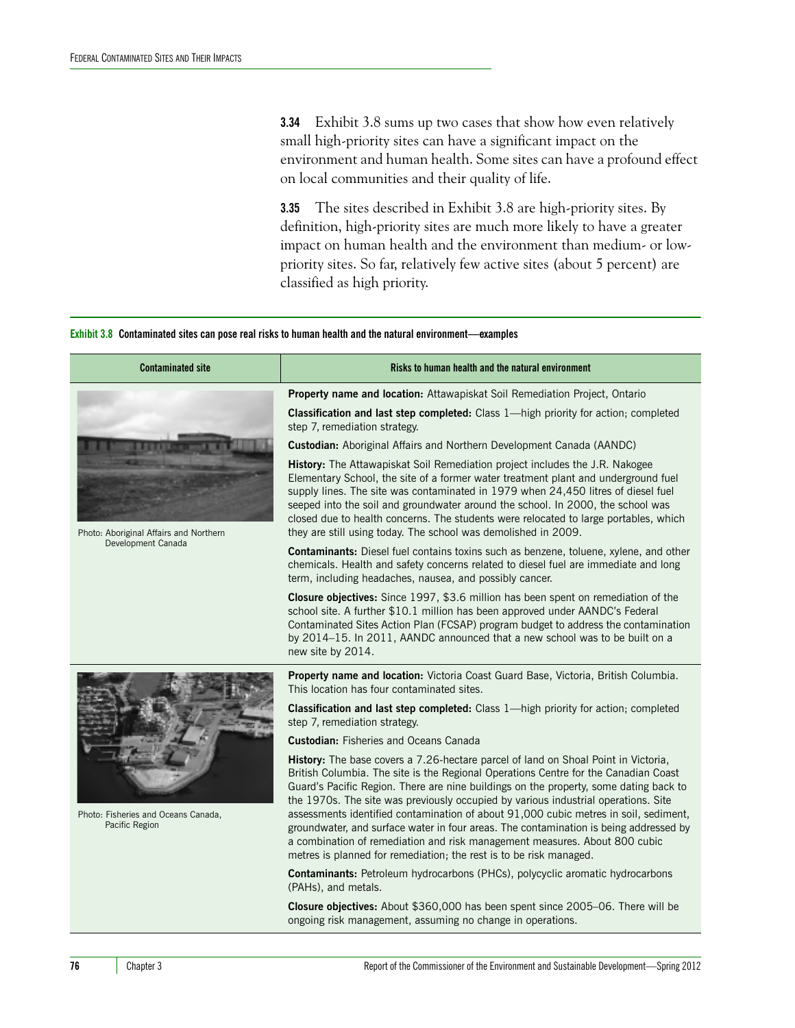**3.34** Exhibit 3.8 sums up two cases that show how even relatively small high-priority sites can have a significant impact on the environment and human health. Some sites can have a profound effect on local communities and their quality of life.

**3.35** The sites described in Exhibit 3.8 are high-priority sites. By definition, high-priority sites are much more likely to have a greater impact on human health and the environment than medium- or low-priority sites. So far, relatively few active sites (about 5 percent) are classified as high priority.

**Exhibit 3.8 Contaminated sites can pose real risks to human health and the natural environment—examples**

| Contaminated site | Risks to human health and the natural environment |
| --- | --- |
| Photo: Aboriginal Affairs and Northern Development Canada | **Property name and location:** Attawapiskat Soil Remediation Project, Ontario<br><br>**Classification and last step completed:** Class 1—high priority for action; completed step 7, remediation strategy.<br><br>**Custodian:** Aboriginal Affairs and Northern Development Canada (AANDC)<br><br>**History:** The Attawapiskat Soil Remediation project includes the J.R. Nakogee Elementary School, the site of a former water treatment plant and underground fuel supply lines. The site was contaminated in 1979 when 24,450 litres of diesel fuel seeped into the soil and groundwater around the school. In 2000, the school was closed due to health concerns. The students were relocated to large portables, which they are still using today. The school was demolished in 2009.<br><br>**Contaminants:** Diesel fuel contains toxins such as benzene, toluene, xylene, and other chemicals. Health and safety concerns related to diesel fuel are immediate and long term, including headaches, nausea, and possibly cancer.<br><br>**Closure objectives:** Since 1997, $3.6 million has been spent on remediation of the school site. A further $10.1 million has been approved under AANDC's Federal Contaminated Sites Action Plan (FCSAP) program budget to address the contamination by 2014–15. In 2011, AANDC announced that a new school was to be built on a new site by 2014. |
| Photo: Fisheries and Oceans Canada, Pacific Region | **Property name and location:** Victoria Coast Guard Base, Victoria, British Columbia. This location has four contaminated sites.<br><br>**Classification and last step completed:** Class 1—high priority for action; completed step 7, remediation strategy.<br><br>**Custodian:** Fisheries and Oceans Canada<br><br>**History:** The base covers a 7.26-hectare parcel of land on Shoal Point in Victoria, British Columbia. The site is the Regional Operations Centre for the Canadian Coast Guard's Pacific Region. There are nine buildings on the property, some dating back to the 1970s. The site was previously occupied by various industrial operations. Site assessments identified contamination of about 91,000 cubic metres in soil, sediment, groundwater, and surface water in four areas. The contamination is being addressed by a combination of remediation and risk management measures. About 800 cubic metres is planned for remediation; the rest is to be risk managed.<br><br>**Contaminants:** Petroleum hydrocarbons (PHCs), polycyclic aromatic hydrocarbons (PAHs), and metals.<br><br>**Closure objectives:** About $360,000 has been spent since 2005–06. There will be ongoing risk management, assuming no change in operations. |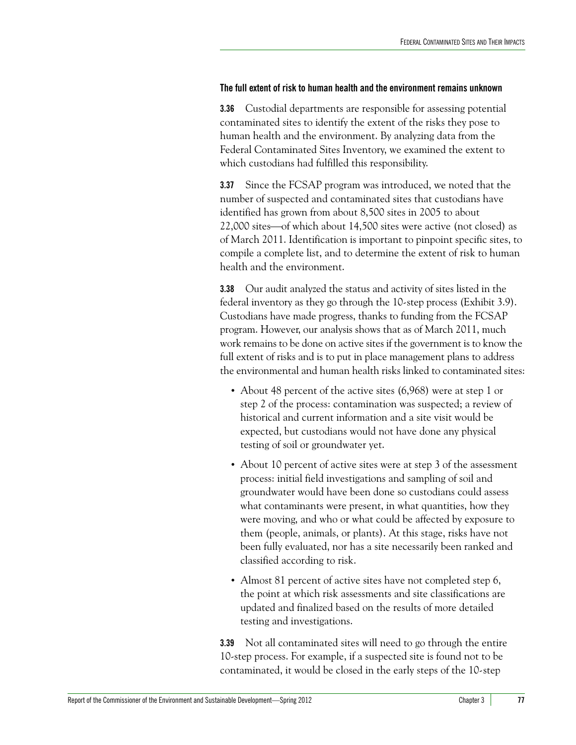### The full extent of risk to human health and the environment remains unknown

**3.36** Custodial departments are responsible for assessing potential contaminated sites to identify the extent of the risks they pose to human health and the environment. By analyzing data from the Federal Contaminated Sites Inventory, we examined the extent to which custodians had fulfilled this responsibility.

**3.37** Since the FCSAP program was introduced, we noted that the number of suspected and contaminated sites that custodians have identified has grown from about 8,500 sites in 2005 to about 22,000 sites—of which about 14,500 sites were active (not closed) as of March 2011. Identification is important to pinpoint specific sites, to compile a complete list, and to determine the extent of risk to human health and the environment.

**3.38** Our audit analyzed the status and activity of sites listed in the federal inventory as they go through the 10-step process (Exhibit 3.9). Custodians have made progress, thanks to funding from the FCSAP program. However, our analysis shows that as of March 2011, much work remains to be done on active sites if the government is to know the full extent of risks and is to put in place management plans to address the environmental and human health risks linked to contaminated sites:

- About 48 percent of the active sites (6,968) were at step 1 or step 2 of the process: contamination was suspected; a review of historical and current information and a site visit would be expected, but custodians would not have done any physical testing of soil or groundwater yet.
- About 10 percent of active sites were at step 3 of the assessment process: initial field investigations and sampling of soil and groundwater would have been done so custodians could assess what contaminants were present, in what quantities, how they were moving, and who or what could be affected by exposure to them (people, animals, or plants). At this stage, risks have not been fully evaluated, nor has a site necessarily been ranked and classified according to risk.
- Almost 81 percent of active sites have not completed step 6, the point at which risk assessments and site classifications are updated and finalized based on the results of more detailed testing and investigations.

**3.39** Not all contaminated sites will need to go through the entire 10-step process. For example, if a suspected site is found not to be contaminated, it would be closed in the early steps of the 10-step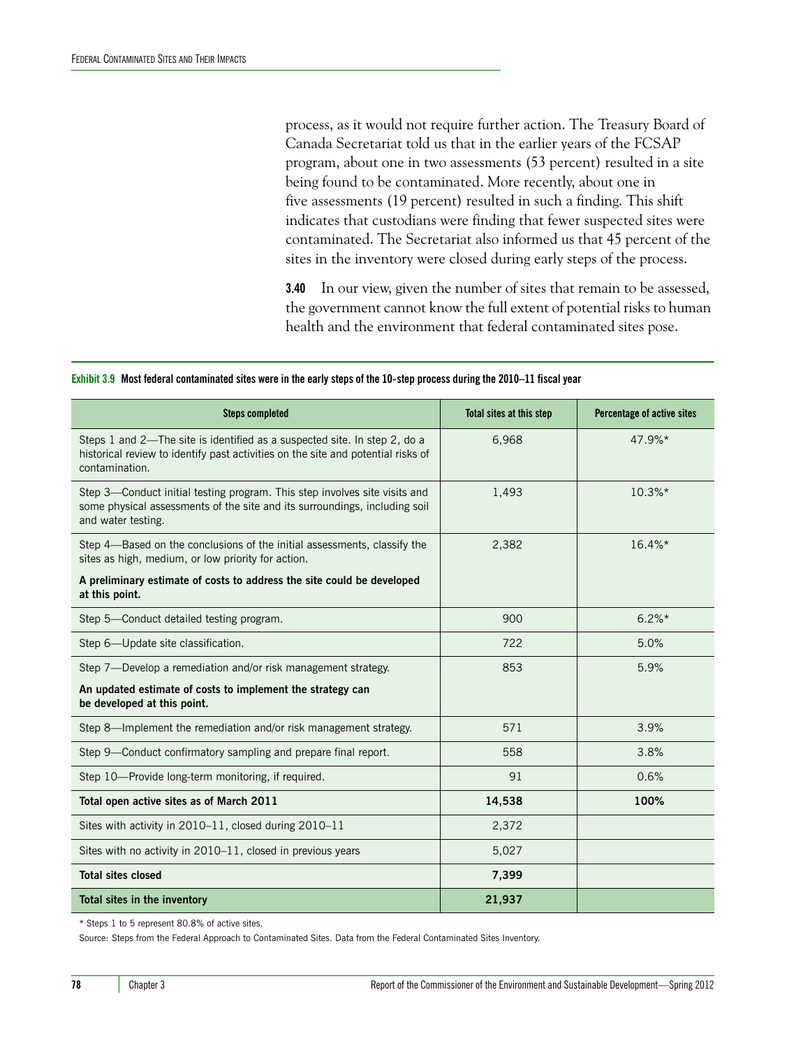process, as it would not require further action. The Treasury Board of Canada Secretariat told us that in the earlier years of the FCSAP program, about one in two assessments (53 percent) resulted in a site being found to be contaminated. More recently, about one in five assessments (19 percent) resulted in such a finding. This shift indicates that custodians were finding that fewer suspected sites were contaminated. The Secretariat also informed us that 45 percent of the sites in the inventory were closed during early steps of the process.

**3.40** In our view, given the number of sites that remain to be assessed, the government cannot know the full extent of potential risks to human health and the environment that federal contaminated sites pose.

**Exhibit 3.9 Most federal contaminated sites were in the early steps of the 10-step process during the 2010–11 fiscal year**

| Steps completed | Total sites at this step | Percentage of active sites |
|---|---|---|
| Steps 1 and 2—The site is identified as a suspected site. In step 2, do a historical review to identify past activities on the site and potential risks of contamination. | 6,968 | 47.9%* |
| Step 3—Conduct initial testing program. This step involves site visits and some physical assessments of the site and its surroundings, including soil and water testing. | 1,493 | 10.3%* |
| Step 4—Based on the conclusions of the initial assessments, classify the sites as high, medium, or low priority for action. **A preliminary estimate of costs to address the site could be developed at this point.** | 2,382 | 16.4%* |
| Step 5—Conduct detailed testing program. | 900 | 6.2%* |
| Step 6—Update site classification. | 722 | 5.0% |
| Step 7—Develop a remediation and/or risk management strategy. **An updated estimate of costs to implement the strategy can be developed at this point.** | 853 | 5.9% |
| Step 8—Implement the remediation and/or risk management strategy. | 571 | 3.9% |
| Step 9—Conduct confirmatory sampling and prepare final report. | 558 | 3.8% |
| Step 10—Provide long-term monitoring, if required. | 91 | 0.6% |
| **Total open active sites as of March 2011** | **14,538** | **100%** |
| Sites with activity in 2010–11, closed during 2010–11 | 2,372 | |
| Sites with no activity in 2010–11, closed in previous years | 5,027 | |
| **Total sites closed** | **7,399** | |
| **Total sites in the inventory** | **21,937** | |

* Steps 1 to 5 represent 80.8% of active sites.

Source: Steps from the Federal Approach to Contaminated Sites. Data from the Federal Contaminated Sites Inventory.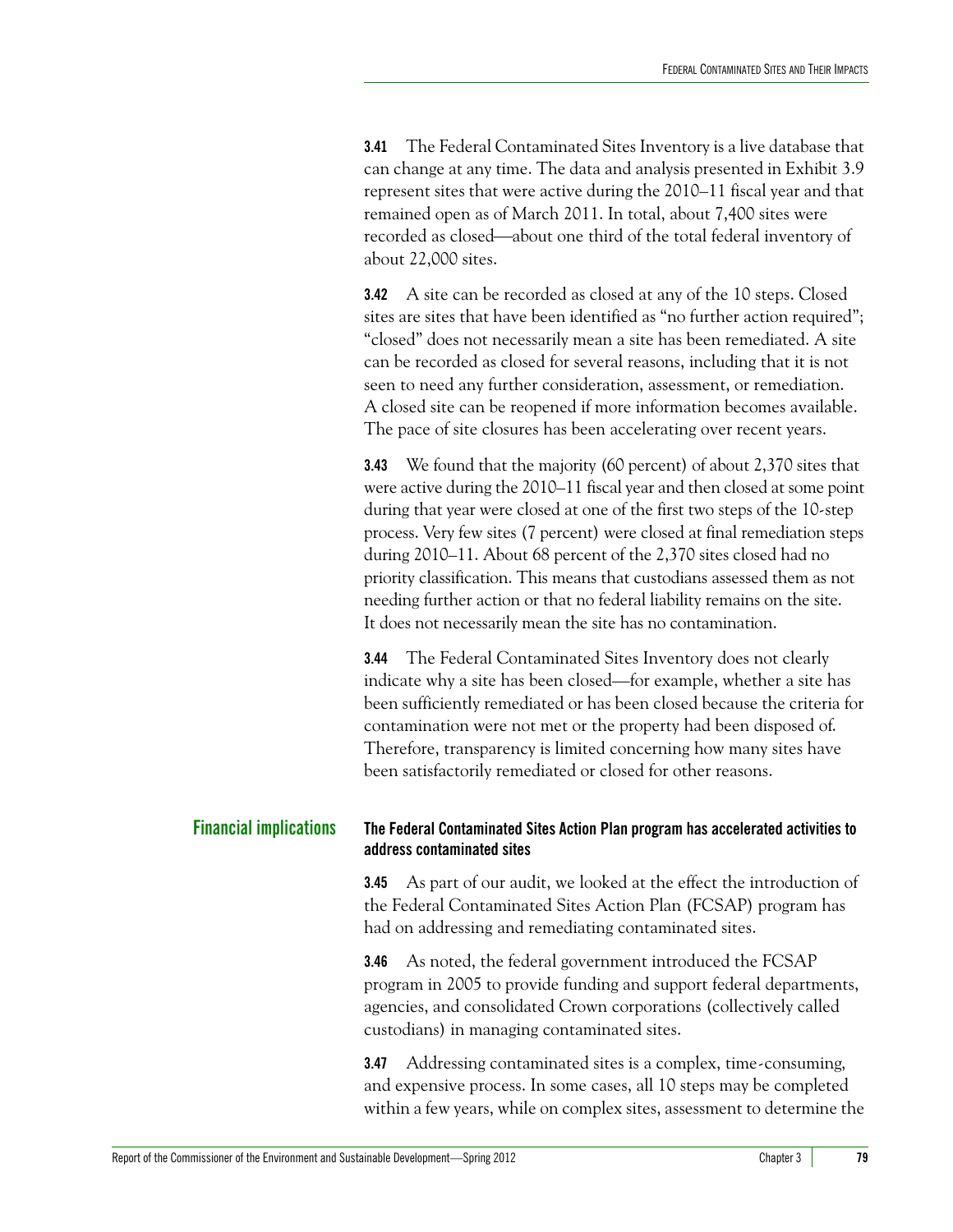**3.41** The Federal Contaminated Sites Inventory is a live database that can change at any time. The data and analysis presented in Exhibit 3.9 represent sites that were active during the 2010–11 fiscal year and that remained open as of March 2011. In total, about 7,400 sites were recorded as closed—about one third of the total federal inventory of about 22,000 sites.

**3.42** A site can be recorded as closed at any of the 10 steps. Closed sites are sites that have been identified as "no further action required"; "closed" does not necessarily mean a site has been remediated. A site can be recorded as closed for several reasons, including that it is not seen to need any further consideration, assessment, or remediation. A closed site can be reopened if more information becomes available. The pace of site closures has been accelerating over recent years.

**3.43** We found that the majority (60 percent) of about 2,370 sites that were active during the 2010–11 fiscal year and then closed at some point during that year were closed at one of the first two steps of the 10-step process. Very few sites (7 percent) were closed at final remediation steps during 2010–11. About 68 percent of the 2,370 sites closed had no priority classification. This means that custodians assessed them as not needing further action or that no federal liability remains on the site. It does not necessarily mean the site has no contamination.

**3.44** The Federal Contaminated Sites Inventory does not clearly indicate why a site has been closed—for example, whether a site has been sufficiently remediated or has been closed because the criteria for contamination were not met or the property had been disposed of. Therefore, transparency is limited concerning how many sites have been satisfactorily remediated or closed for other reasons.

## Financial implications

### The Federal Contaminated Sites Action Plan program has accelerated activities to address contaminated sites

**3.45** As part of our audit, we looked at the effect the introduction of the Federal Contaminated Sites Action Plan (FCSAP) program has had on addressing and remediating contaminated sites.

**3.46** As noted, the federal government introduced the FCSAP program in 2005 to provide funding and support federal departments, agencies, and consolidated Crown corporations (collectively called custodians) in managing contaminated sites.

**3.47** Addressing contaminated sites is a complex, time-consuming, and expensive process. In some cases, all 10 steps may be completed within a few years, while on complex sites, assessment to determine the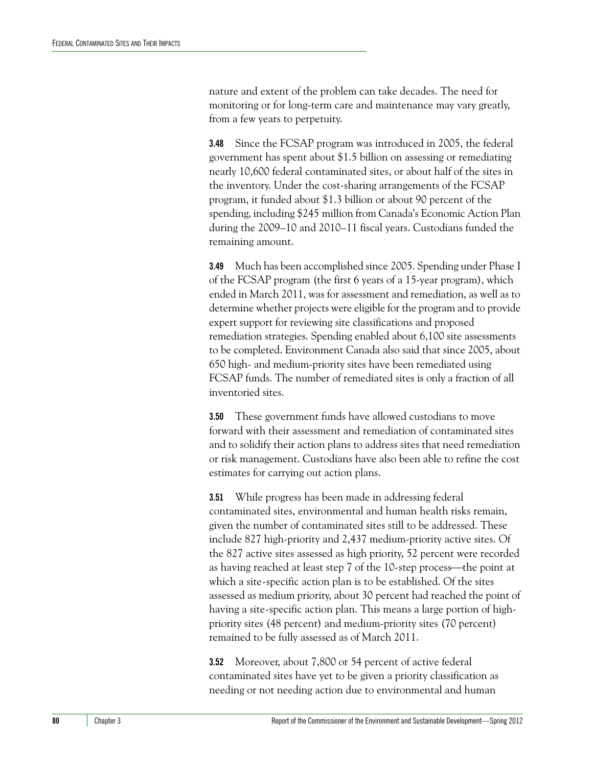nature and extent of the problem can take decades. The need for monitoring or for long-term care and maintenance may vary greatly, from a few years to perpetuity.

**3.48** Since the FCSAP program was introduced in 2005, the federal government has spent about $1.5 billion on assessing or remediating nearly 10,600 federal contaminated sites, or about half of the sites in the inventory. Under the cost-sharing arrangements of the FCSAP program, it funded about $1.3 billion or about 90 percent of the spending, including $245 million from Canada's Economic Action Plan during the 2009–10 and 2010–11 fiscal years. Custodians funded the remaining amount.

**3.49** Much has been accomplished since 2005. Spending under Phase I of the FCSAP program (the first 6 years of a 15-year program), which ended in March 2011, was for assessment and remediation, as well as to determine whether projects were eligible for the program and to provide expert support for reviewing site classifications and proposed remediation strategies. Spending enabled about 6,100 site assessments to be completed. Environment Canada also said that since 2005, about 650 high- and medium-priority sites have been remediated using FCSAP funds. The number of remediated sites is only a fraction of all inventoried sites.

**3.50** These government funds have allowed custodians to move forward with their assessment and remediation of contaminated sites and to solidify their action plans to address sites that need remediation or risk management. Custodians have also been able to refine the cost estimates for carrying out action plans.

**3.51** While progress has been made in addressing federal contaminated sites, environmental and human health risks remain, given the number of contaminated sites still to be addressed. These include 827 high-priority and 2,437 medium-priority active sites. Of the 827 active sites assessed as high priority, 52 percent were recorded as having reached at least step 7 of the 10-step process—the point at which a site-specific action plan is to be established. Of the sites assessed as medium priority, about 30 percent had reached the point of having a site-specific action plan. This means a large portion of high-priority sites (48 percent) and medium-priority sites (70 percent) remained to be fully assessed as of March 2011.

**3.52** Moreover, about 7,800 or 54 percent of active federal contaminated sites have yet to be given a priority classification as needing or not needing action due to environmental and human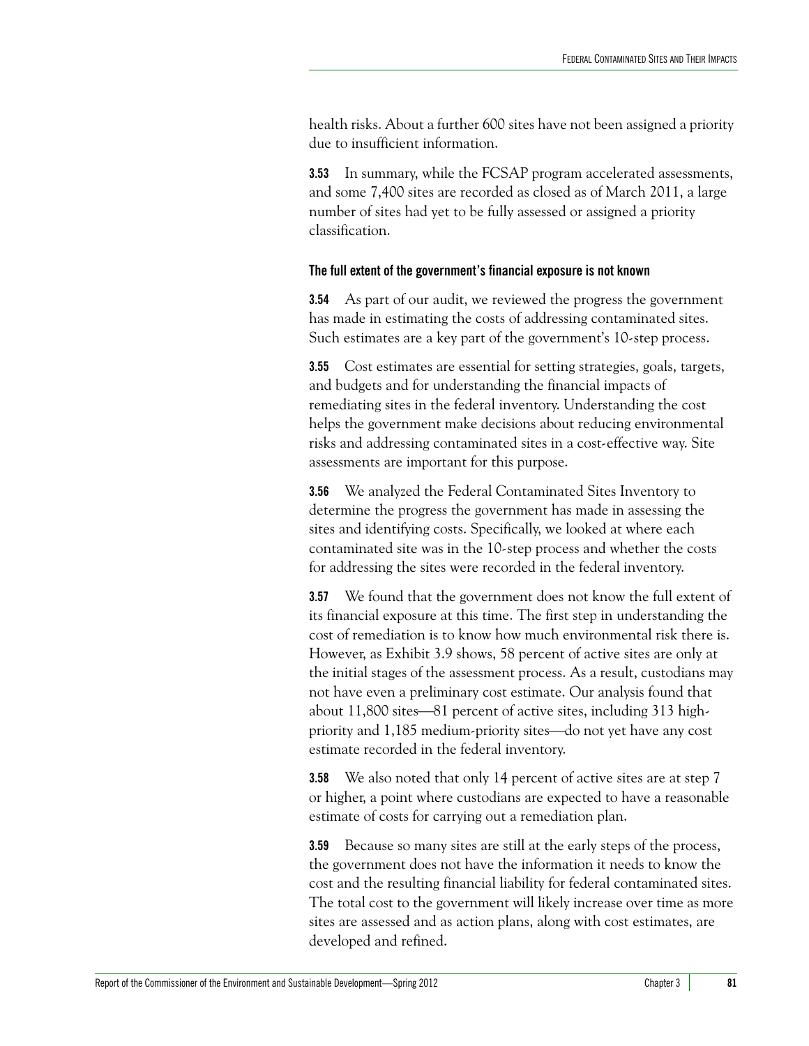health risks. About a further 600 sites have not been assigned a priority due to insufficient information.

**3.53** In summary, while the FCSAP program accelerated assessments, and some 7,400 sites are recorded as closed as of March 2011, a large number of sites had yet to be fully assessed or assigned a priority classification.

### The full extent of the government's financial exposure is not known

**3.54** As part of our audit, we reviewed the progress the government has made in estimating the costs of addressing contaminated sites. Such estimates are a key part of the government's 10-step process.

**3.55** Cost estimates are essential for setting strategies, goals, targets, and budgets and for understanding the financial impacts of remediating sites in the federal inventory. Understanding the cost helps the government make decisions about reducing environmental risks and addressing contaminated sites in a cost-effective way. Site assessments are important for this purpose.

**3.56** We analyzed the Federal Contaminated Sites Inventory to determine the progress the government has made in assessing the sites and identifying costs. Specifically, we looked at where each contaminated site was in the 10-step process and whether the costs for addressing the sites were recorded in the federal inventory.

**3.57** We found that the government does not know the full extent of its financial exposure at this time. The first step in understanding the cost of remediation is to know how much environmental risk there is. However, as Exhibit 3.9 shows, 58 percent of active sites are only at the initial stages of the assessment process. As a result, custodians may not have even a preliminary cost estimate. Our analysis found that about 11,800 sites—81 percent of active sites, including 313 high-priority and 1,185 medium-priority sites—do not yet have any cost estimate recorded in the federal inventory.

**3.58** We also noted that only 14 percent of active sites are at step 7 or higher, a point where custodians are expected to have a reasonable estimate of costs for carrying out a remediation plan.

**3.59** Because so many sites are still at the early steps of the process, the government does not have the information it needs to know the cost and the resulting financial liability for federal contaminated sites. The total cost to the government will likely increase over time as more sites are assessed and as action plans, along with cost estimates, are developed and refined.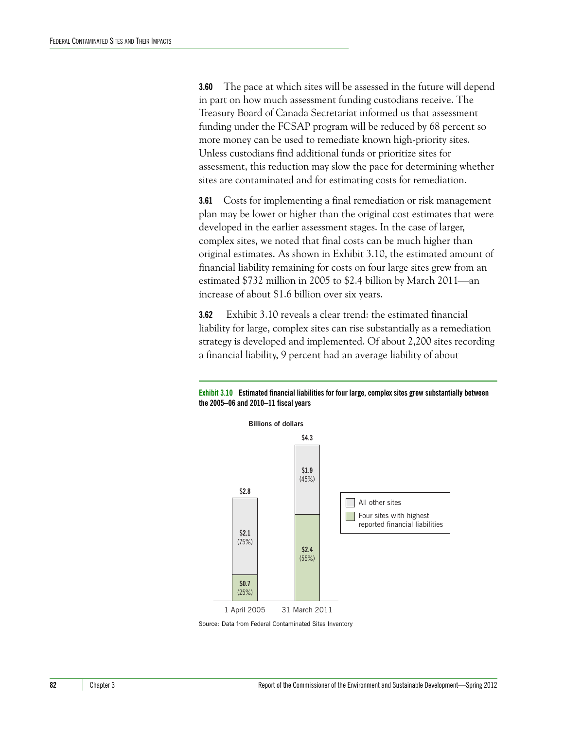**3.60** The pace at which sites will be assessed in the future will depend in part on how much assessment funding custodians receive. The Treasury Board of Canada Secretariat informed us that assessment funding under the FCSAP program will be reduced by 68 percent so more money can be used to remediate known high-priority sites. Unless custodians find additional funds or prioritize sites for assessment, this reduction may slow the pace for determining whether sites are contaminated and for estimating costs for remediation.

**3.61** Costs for implementing a final remediation or risk management plan may be lower or higher than the original cost estimates that were developed in the earlier assessment stages. In the case of larger, complex sites, we noted that final costs can be much higher than original estimates. As shown in Exhibit 3.10, the estimated amount of financial liability remaining for costs on four large sites grew from an estimated $732 million in 2005 to $2.4 billion by March 2011—an increase of about $1.6 billion over six years.

**3.62** Exhibit 3.10 reveals a clear trend: the estimated financial liability for large, complex sites can rise substantially as a remediation strategy is developed and implemented. Of about 2,200 sites recording a financial liability, 9 percent had an average liability of about

**Exhibit 3.10 Estimated financial liabilities for four large, complex sites grew substantially between the 2005–06 and 2010–11 fiscal years**

Billions of dollars

| | 1 April 2005 | 31 March 2011 |
|---|---|---|
| All other sites | $2.1 (75%) | $1.9 (45%) |
| Four sites with highest reported financial liabilities | $0.7 (25%) | $2.4 (55%) |
| Total | $2.8 | $4.3 |

Source: Data from Federal Contaminated Sites Inventory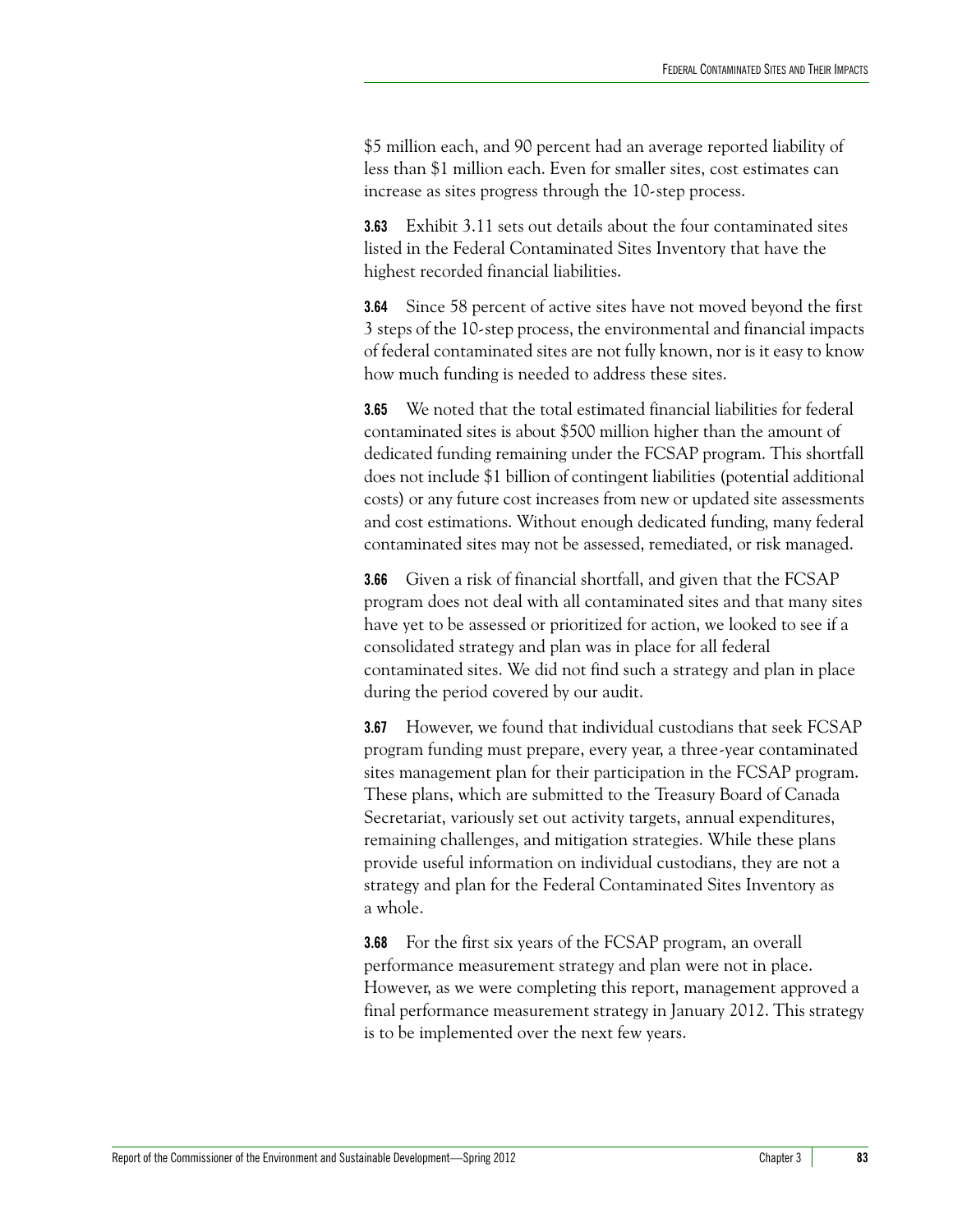$5 million each, and 90 percent had an average reported liability of less than $1 million each. Even for smaller sites, cost estimates can increase as sites progress through the 10-step process.

**3.63** Exhibit 3.11 sets out details about the four contaminated sites listed in the Federal Contaminated Sites Inventory that have the highest recorded financial liabilities.

**3.64** Since 58 percent of active sites have not moved beyond the first 3 steps of the 10-step process, the environmental and financial impacts of federal contaminated sites are not fully known, nor is it easy to know how much funding is needed to address these sites.

**3.65** We noted that the total estimated financial liabilities for federal contaminated sites is about $500 million higher than the amount of dedicated funding remaining under the FCSAP program. This shortfall does not include $1 billion of contingent liabilities (potential additional costs) or any future cost increases from new or updated site assessments and cost estimations. Without enough dedicated funding, many federal contaminated sites may not be assessed, remediated, or risk managed.

**3.66** Given a risk of financial shortfall, and given that the FCSAP program does not deal with all contaminated sites and that many sites have yet to be assessed or prioritized for action, we looked to see if a consolidated strategy and plan was in place for all federal contaminated sites. We did not find such a strategy and plan in place during the period covered by our audit.

**3.67** However, we found that individual custodians that seek FCSAP program funding must prepare, every year, a three-year contaminated sites management plan for their participation in the FCSAP program. These plans, which are submitted to the Treasury Board of Canada Secretariat, variously set out activity targets, annual expenditures, remaining challenges, and mitigation strategies. While these plans provide useful information on individual custodians, they are not a strategy and plan for the Federal Contaminated Sites Inventory as a whole.

**3.68** For the first six years of the FCSAP program, an overall performance measurement strategy and plan were not in place. However, as we were completing this report, management approved a final performance measurement strategy in January 2012. This strategy is to be implemented over the next few years.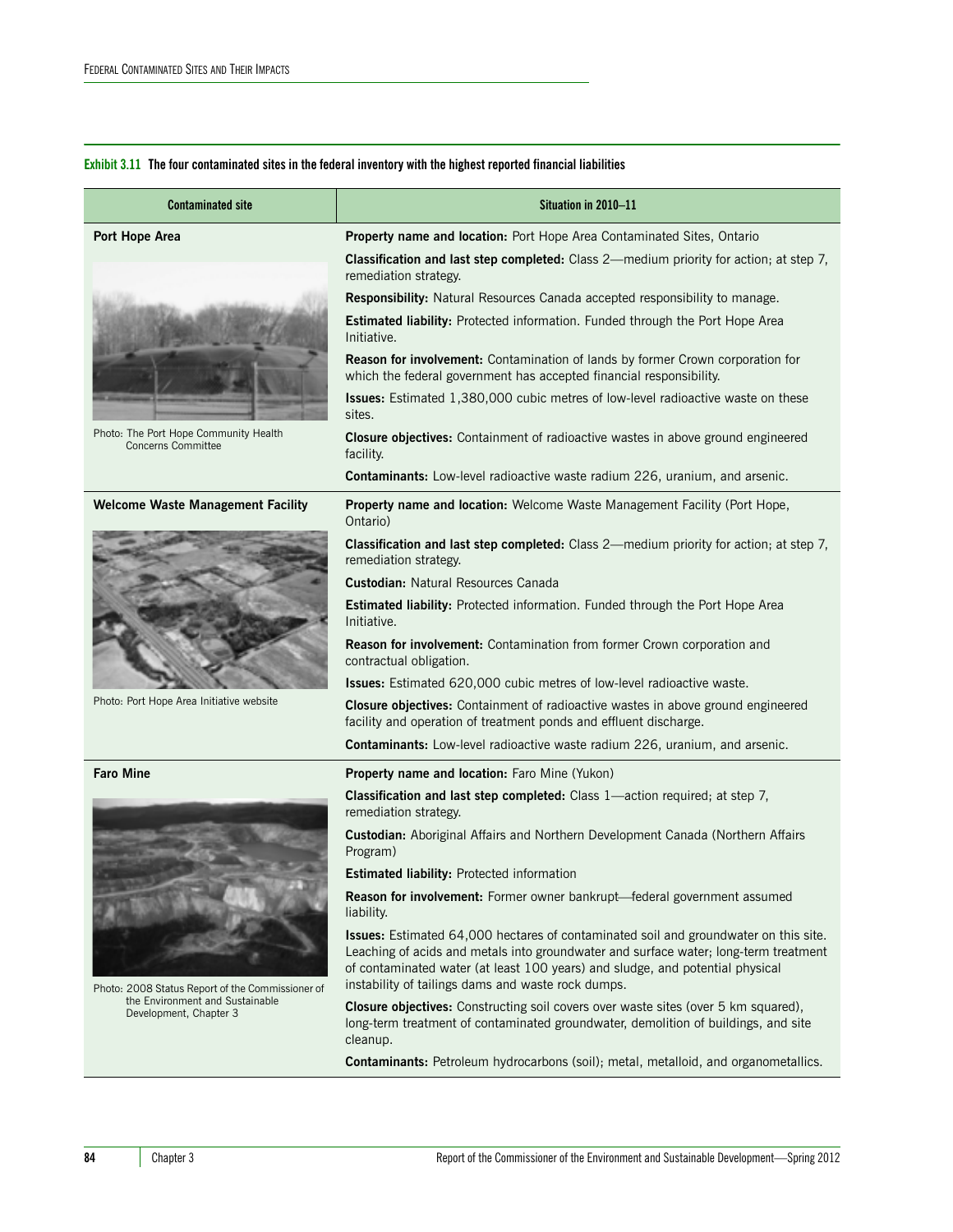**Exhibit 3.11 The four contaminated sites in the federal inventory with the highest reported financial liabilities**

| Contaminated site | Situation in 2010–11 |
|---|---|
| **Port Hope Area**<br><br>Photo: The Port Hope Community Health Concerns Committee | **Property name and location:** Port Hope Area Contaminated Sites, Ontario<br>**Classification and last step completed:** Class 2—medium priority for action; at step 7, remediation strategy.<br>**Responsibility:** Natural Resources Canada accepted responsibility to manage.<br>**Estimated liability:** Protected information. Funded through the Port Hope Area Initiative.<br>**Reason for involvement:** Contamination of lands by former Crown corporation for which the federal government has accepted financial responsibility.<br>**Issues:** Estimated 1,380,000 cubic metres of low-level radioactive waste on these sites.<br>**Closure objectives:** Containment of radioactive wastes in above ground engineered facility.<br>**Contaminants:** Low-level radioactive waste radium 226, uranium, and arsenic. |
| **Welcome Waste Management Facility**<br><br>Photo: Port Hope Area Initiative website | **Property name and location:** Welcome Waste Management Facility (Port Hope, Ontario)<br>**Classification and last step completed:** Class 2—medium priority for action; at step 7, remediation strategy.<br>**Custodian:** Natural Resources Canada<br>**Estimated liability:** Protected information. Funded through the Port Hope Area Initiative.<br>**Reason for involvement:** Contamination from former Crown corporation and contractual obligation.<br>**Issues:** Estimated 620,000 cubic metres of low-level radioactive waste.<br>**Closure objectives:** Containment of radioactive wastes in above ground engineered facility and operation of treatment ponds and effluent discharge.<br>**Contaminants:** Low-level radioactive waste radium 226, uranium, and arsenic. |
| **Faro Mine**<br><br>Photo: 2008 Status Report of the Commissioner of the Environment and Sustainable Development, Chapter 3 | **Property name and location:** Faro Mine (Yukon)<br>**Classification and last step completed:** Class 1—action required; at step 7, remediation strategy.<br>**Custodian:** Aboriginal Affairs and Northern Development Canada (Northern Affairs Program)<br>**Estimated liability:** Protected information<br>**Reason for involvement:** Former owner bankrupt—federal government assumed liability.<br>**Issues:** Estimated 64,000 hectares of contaminated soil and groundwater on this site. Leaching of acids and metals into groundwater and surface water; long-term treatment of contaminated water (at least 100 years) and sludge, and potential physical instability of tailings dams and waste rock dumps.<br>**Closure objectives:** Constructing soil covers over waste sites (over 5 km squared), long-term treatment of contaminated groundwater, demolition of buildings, and site cleanup.<br>**Contaminants:** Petroleum hydrocarbons (soil); metal, metalloid, and organometallics. |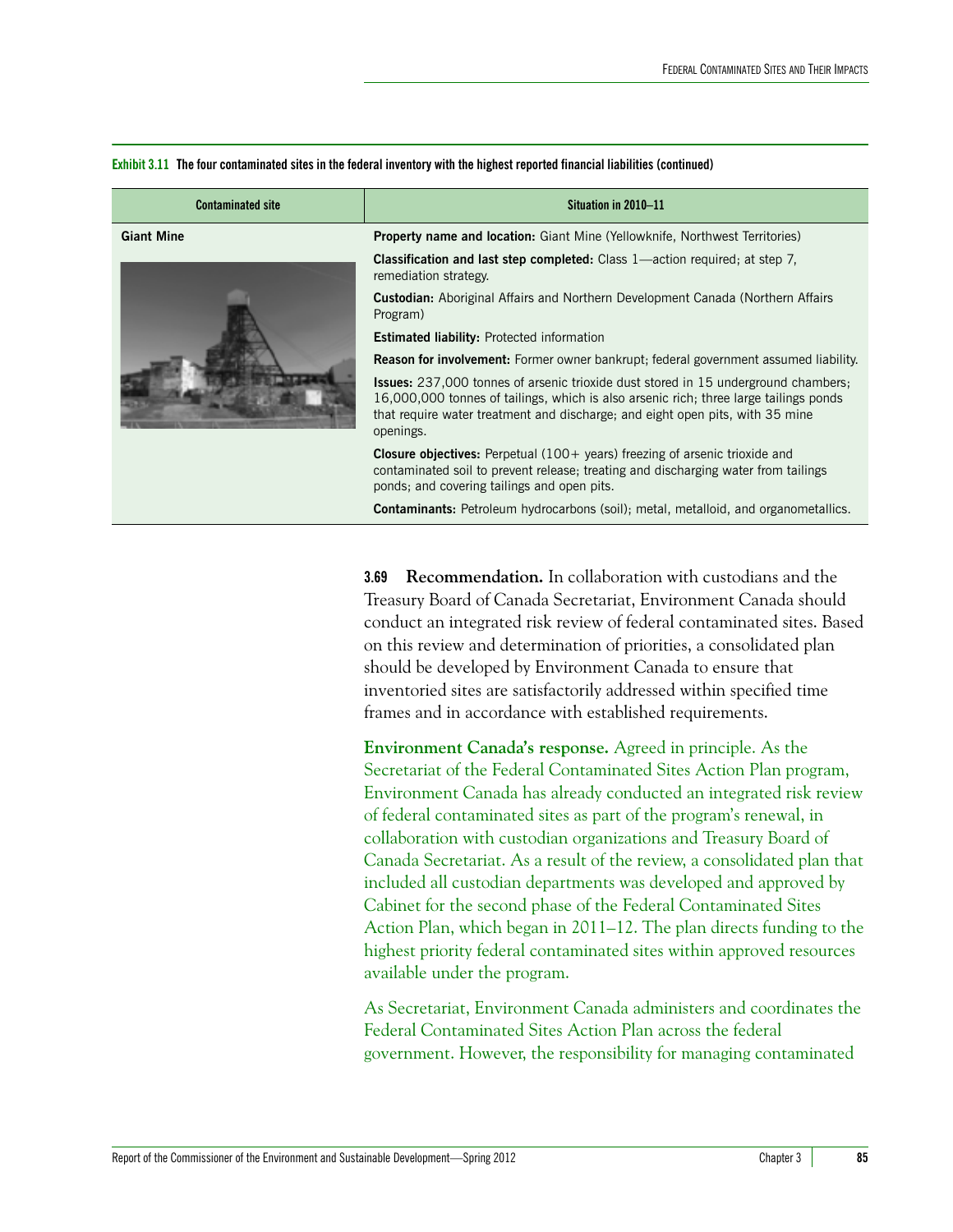**Exhibit 3.11 The four contaminated sites in the federal inventory with the highest reported financial liabilities (continued)**

| Contaminated site | Situation in 2010–11 |
|---|---|
| **Giant Mine** | **Property name and location:** Giant Mine (Yellowknife, Northwest Territories)<br>**Classification and last step completed:** Class 1—action required; at step 7, remediation strategy.<br>**Custodian:** Aboriginal Affairs and Northern Development Canada (Northern Affairs Program)<br>**Estimated liability:** Protected information<br>**Reason for involvement:** Former owner bankrupt; federal government assumed liability.<br>**Issues:** 237,000 tonnes of arsenic trioxide dust stored in 15 underground chambers; 16,000,000 tonnes of tailings, which is also arsenic rich; three large tailings ponds that require water treatment and discharge; and eight open pits, with 35 mine openings.<br>**Closure objectives:** Perpetual (100+ years) freezing of arsenic trioxide and contaminated soil to prevent release; treating and discharging water from tailings ponds; and covering tailings and open pits.<br>**Contaminants:** Petroleum hydrocarbons (soil); metal, metalloid, and organometallics. |

**3.69 Recommendation.** In collaboration with custodians and the Treasury Board of Canada Secretariat, Environment Canada should conduct an integrated risk review of federal contaminated sites. Based on this review and determination of priorities, a consolidated plan should be developed by Environment Canada to ensure that inventoried sites are satisfactorily addressed within specified time frames and in accordance with established requirements.

**Environment Canada's response.** Agreed in principle. As the Secretariat of the Federal Contaminated Sites Action Plan program, Environment Canada has already conducted an integrated risk review of federal contaminated sites as part of the program's renewal, in collaboration with custodian organizations and Treasury Board of Canada Secretariat. As a result of the review, a consolidated plan that included all custodian departments was developed and approved by Cabinet for the second phase of the Federal Contaminated Sites Action Plan, which began in 2011–12. The plan directs funding to the highest priority federal contaminated sites within approved resources available under the program.

As Secretariat, Environment Canada administers and coordinates the Federal Contaminated Sites Action Plan across the federal government. However, the responsibility for managing contaminated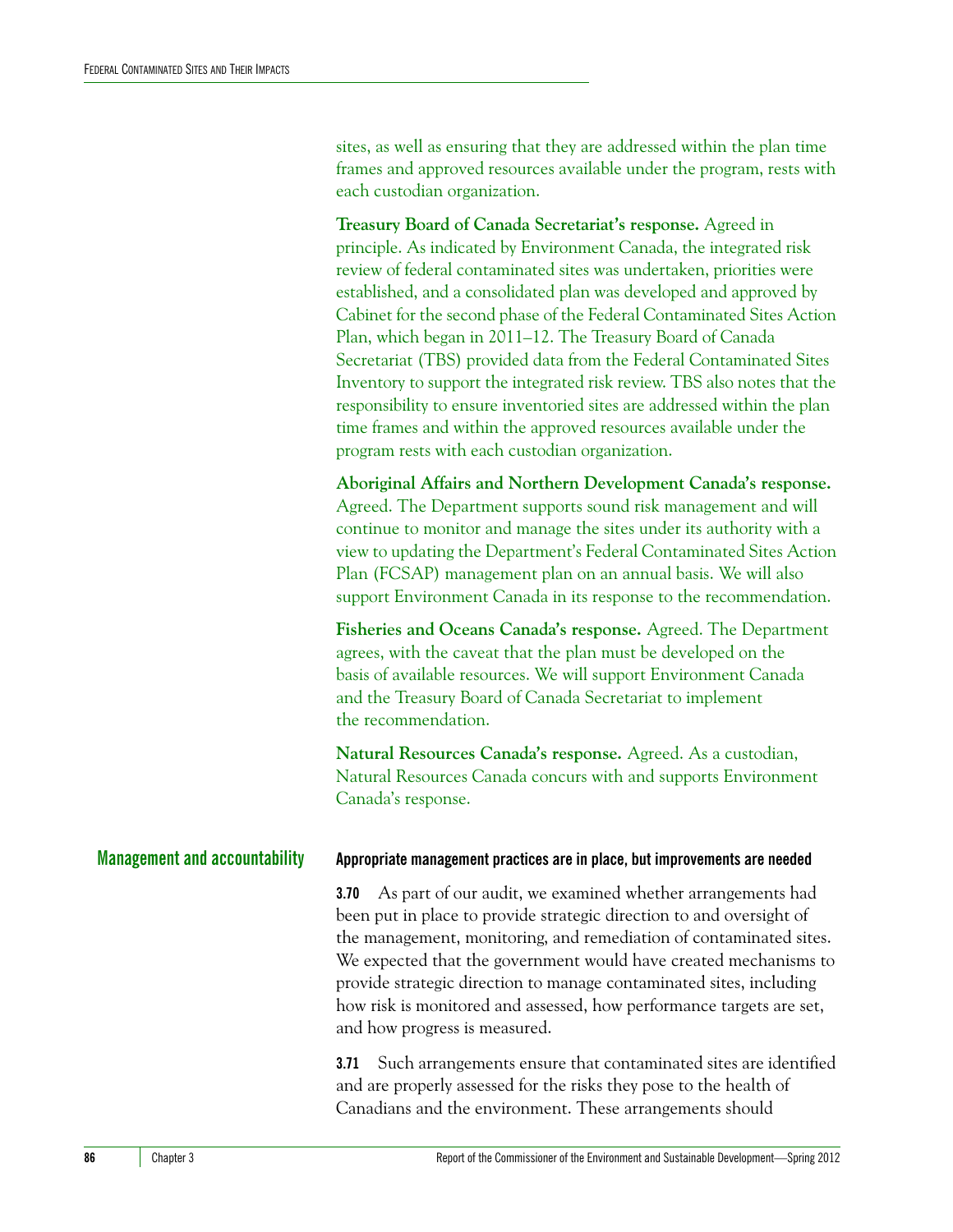sites, as well as ensuring that they are addressed within the plan time frames and approved resources available under the program, rests with each custodian organization.

**Treasury Board of Canada Secretariat's response.** Agreed in principle. As indicated by Environment Canada, the integrated risk review of federal contaminated sites was undertaken, priorities were established, and a consolidated plan was developed and approved by Cabinet for the second phase of the Federal Contaminated Sites Action Plan, which began in 2011–12. The Treasury Board of Canada Secretariat (TBS) provided data from the Federal Contaminated Sites Inventory to support the integrated risk review. TBS also notes that the responsibility to ensure inventoried sites are addressed within the plan time frames and within the approved resources available under the program rests with each custodian organization.

**Aboriginal Affairs and Northern Development Canada's response.** Agreed. The Department supports sound risk management and will continue to monitor and manage the sites under its authority with a view to updating the Department's Federal Contaminated Sites Action Plan (FCSAP) management plan on an annual basis. We will also support Environment Canada in its response to the recommendation.

**Fisheries and Oceans Canada's response.** Agreed. The Department agrees, with the caveat that the plan must be developed on the basis of available resources. We will support Environment Canada and the Treasury Board of Canada Secretariat to implement the recommendation.

**Natural Resources Canada's response.** Agreed. As a custodian, Natural Resources Canada concurs with and supports Environment Canada's response.

## Management and accountability

### Appropriate management practices are in place, but improvements are needed

**3.70** As part of our audit, we examined whether arrangements had been put in place to provide strategic direction to and oversight of the management, monitoring, and remediation of contaminated sites. We expected that the government would have created mechanisms to provide strategic direction to manage contaminated sites, including how risk is monitored and assessed, how performance targets are set, and how progress is measured.

**3.71** Such arrangements ensure that contaminated sites are identified and are properly assessed for the risks they pose to the health of Canadians and the environment. These arrangements should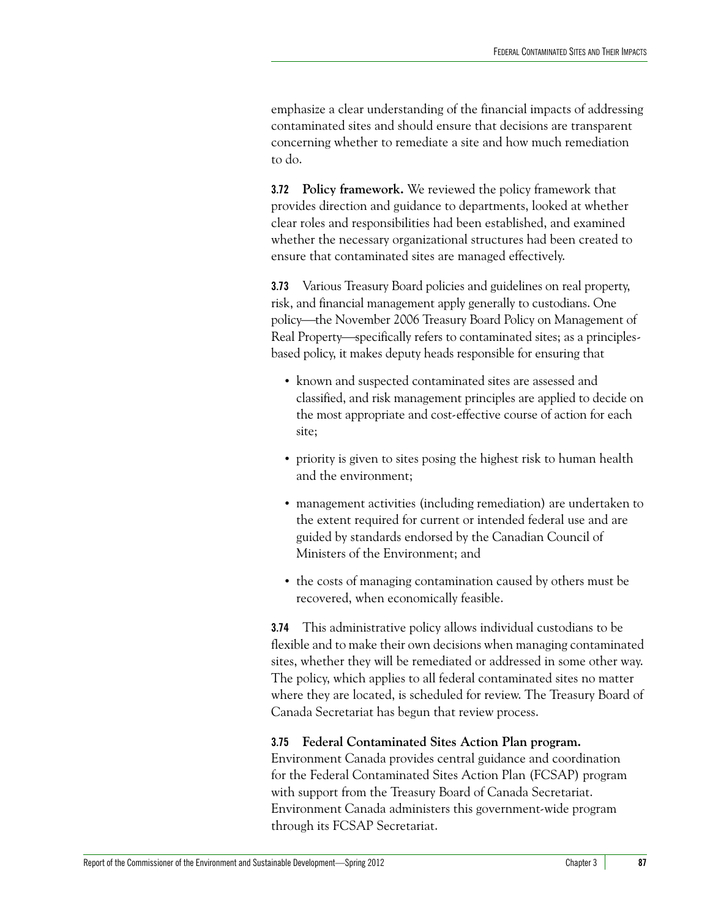emphasize a clear understanding of the financial impacts of addressing contaminated sites and should ensure that decisions are transparent concerning whether to remediate a site and how much remediation to do.

**3.72** **Policy framework.** We reviewed the policy framework that provides direction and guidance to departments, looked at whether clear roles and responsibilities had been established, and examined whether the necessary organizational structures had been created to ensure that contaminated sites are managed effectively.

**3.73** Various Treasury Board policies and guidelines on real property, risk, and financial management apply generally to custodians. One policy—the November 2006 Treasury Board Policy on Management of Real Property—specifically refers to contaminated sites; as a principles-based policy, it makes deputy heads responsible for ensuring that

- known and suspected contaminated sites are assessed and classified, and risk management principles are applied to decide on the most appropriate and cost-effective course of action for each site;
- priority is given to sites posing the highest risk to human health and the environment;
- management activities (including remediation) are undertaken to the extent required for current or intended federal use and are guided by standards endorsed by the Canadian Council of Ministers of the Environment; and
- the costs of managing contamination caused by others must be recovered, when economically feasible.

**3.74** This administrative policy allows individual custodians to be flexible and to make their own decisions when managing contaminated sites, whether they will be remediated or addressed in some other way. The policy, which applies to all federal contaminated sites no matter where they are located, is scheduled for review. The Treasury Board of Canada Secretariat has begun that review process.

**3.75** **Federal Contaminated Sites Action Plan program.** Environment Canada provides central guidance and coordination for the Federal Contaminated Sites Action Plan (FCSAP) program with support from the Treasury Board of Canada Secretariat. Environment Canada administers this government-wide program through its FCSAP Secretariat.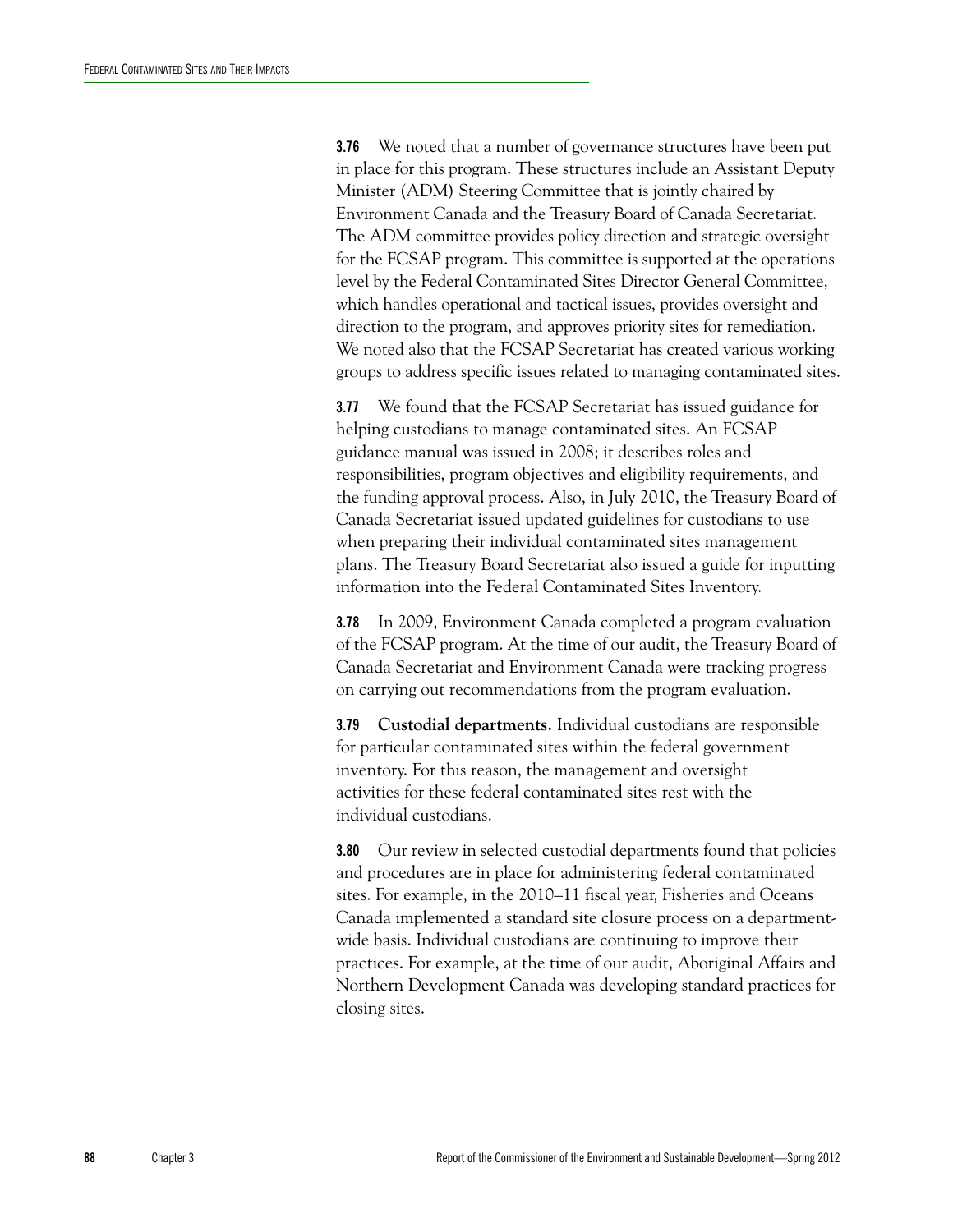**3.76** We noted that a number of governance structures have been put in place for this program. These structures include an Assistant Deputy Minister (ADM) Steering Committee that is jointly chaired by Environment Canada and the Treasury Board of Canada Secretariat. The ADM committee provides policy direction and strategic oversight for the FCSAP program. This committee is supported at the operations level by the Federal Contaminated Sites Director General Committee, which handles operational and tactical issues, provides oversight and direction to the program, and approves priority sites for remediation. We noted also that the FCSAP Secretariat has created various working groups to address specific issues related to managing contaminated sites.

**3.77** We found that the FCSAP Secretariat has issued guidance for helping custodians to manage contaminated sites. An FCSAP guidance manual was issued in 2008; it describes roles and responsibilities, program objectives and eligibility requirements, and the funding approval process. Also, in July 2010, the Treasury Board of Canada Secretariat issued updated guidelines for custodians to use when preparing their individual contaminated sites management plans. The Treasury Board Secretariat also issued a guide for inputting information into the Federal Contaminated Sites Inventory.

**3.78** In 2009, Environment Canada completed a program evaluation of the FCSAP program. At the time of our audit, the Treasury Board of Canada Secretariat and Environment Canada were tracking progress on carrying out recommendations from the program evaluation.

**3.79** **Custodial departments.** Individual custodians are responsible for particular contaminated sites within the federal government inventory. For this reason, the management and oversight activities for these federal contaminated sites rest with the individual custodians.

**3.80** Our review in selected custodial departments found that policies and procedures are in place for administering federal contaminated sites. For example, in the 2010–11 fiscal year, Fisheries and Oceans Canada implemented a standard site closure process on a department-wide basis. Individual custodians are continuing to improve their practices. For example, at the time of our audit, Aboriginal Affairs and Northern Development Canada was developing standard practices for closing sites.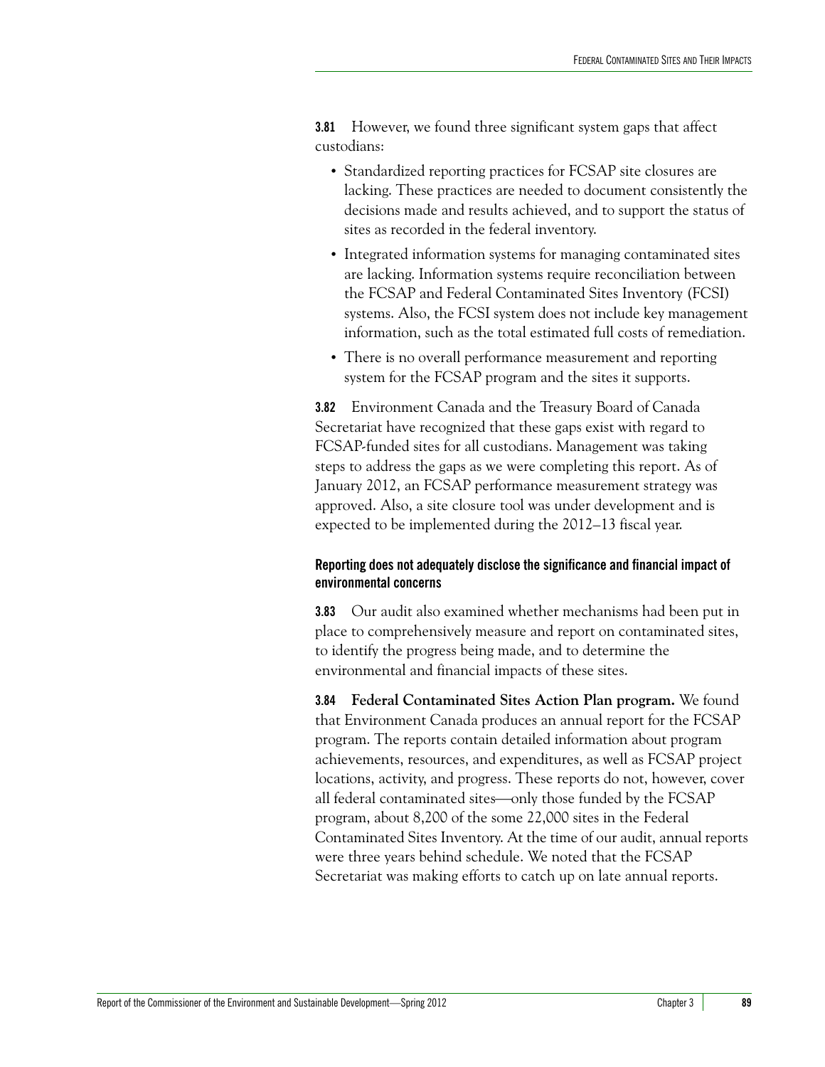**3.81** However, we found three significant system gaps that affect custodians:

- Standardized reporting practices for FCSAP site closures are lacking. These practices are needed to document consistently the decisions made and results achieved, and to support the status of sites as recorded in the federal inventory.
- Integrated information systems for managing contaminated sites are lacking. Information systems require reconciliation between the FCSAP and Federal Contaminated Sites Inventory (FCSI) systems. Also, the FCSI system does not include key management information, such as the total estimated full costs of remediation.
- There is no overall performance measurement and reporting system for the FCSAP program and the sites it supports.

**3.82** Environment Canada and the Treasury Board of Canada Secretariat have recognized that these gaps exist with regard to FCSAP-funded sites for all custodians. Management was taking steps to address the gaps as we were completing this report. As of January 2012, an FCSAP performance measurement strategy was approved. Also, a site closure tool was under development and is expected to be implemented during the 2012–13 fiscal year.

#### Reporting does not adequately disclose the significance and financial impact of environmental concerns

**3.83** Our audit also examined whether mechanisms had been put in place to comprehensively measure and report on contaminated sites, to identify the progress being made, and to determine the environmental and financial impacts of these sites.

**3.84** **Federal Contaminated Sites Action Plan program.** We found that Environment Canada produces an annual report for the FCSAP program. The reports contain detailed information about program achievements, resources, and expenditures, as well as FCSAP project locations, activity, and progress. These reports do not, however, cover all federal contaminated sites—only those funded by the FCSAP program, about 8,200 of the some 22,000 sites in the Federal Contaminated Sites Inventory. At the time of our audit, annual reports were three years behind schedule. We noted that the FCSAP Secretariat was making efforts to catch up on late annual reports.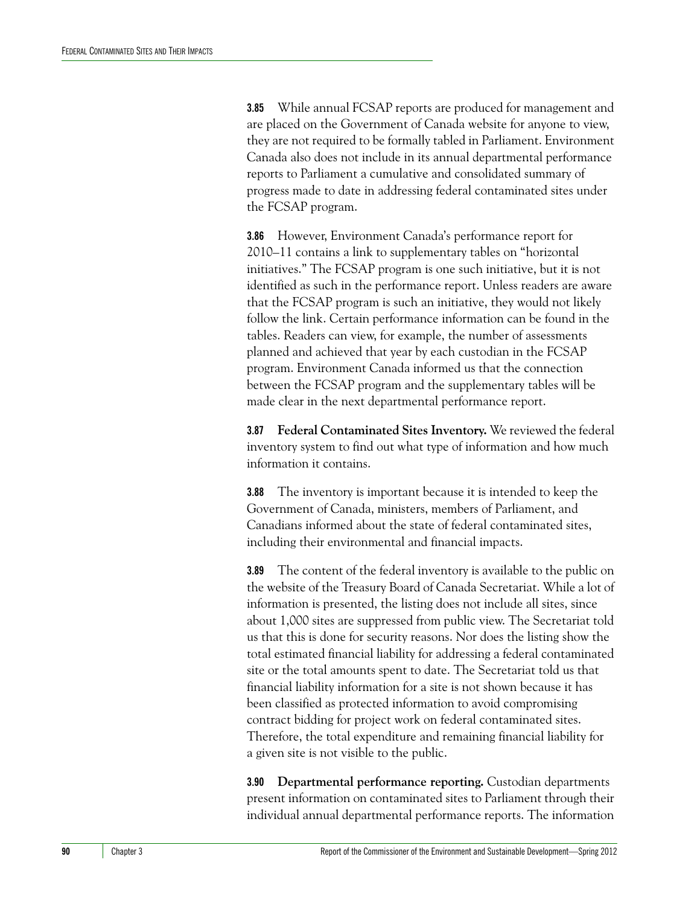**3.85** While annual FCSAP reports are produced for management and are placed on the Government of Canada website for anyone to view, they are not required to be formally tabled in Parliament. Environment Canada also does not include in its annual departmental performance reports to Parliament a cumulative and consolidated summary of progress made to date in addressing federal contaminated sites under the FCSAP program.

**3.86** However, Environment Canada's performance report for 2010–11 contains a link to supplementary tables on "horizontal initiatives." The FCSAP program is one such initiative, but it is not identified as such in the performance report. Unless readers are aware that the FCSAP program is such an initiative, they would not likely follow the link. Certain performance information can be found in the tables. Readers can view, for example, the number of assessments planned and achieved that year by each custodian in the FCSAP program. Environment Canada informed us that the connection between the FCSAP program and the supplementary tables will be made clear in the next departmental performance report.

**3.87** **Federal Contaminated Sites Inventory.** We reviewed the federal inventory system to find out what type of information and how much information it contains.

**3.88** The inventory is important because it is intended to keep the Government of Canada, ministers, members of Parliament, and Canadians informed about the state of federal contaminated sites, including their environmental and financial impacts.

**3.89** The content of the federal inventory is available to the public on the website of the Treasury Board of Canada Secretariat. While a lot of information is presented, the listing does not include all sites, since about 1,000 sites are suppressed from public view. The Secretariat told us that this is done for security reasons. Nor does the listing show the total estimated financial liability for addressing a federal contaminated site or the total amounts spent to date. The Secretariat told us that financial liability information for a site is not shown because it has been classified as protected information to avoid compromising contract bidding for project work on federal contaminated sites. Therefore, the total expenditure and remaining financial liability for a given site is not visible to the public.

**3.90** **Departmental performance reporting.** Custodian departments present information on contaminated sites to Parliament through their individual annual departmental performance reports. The information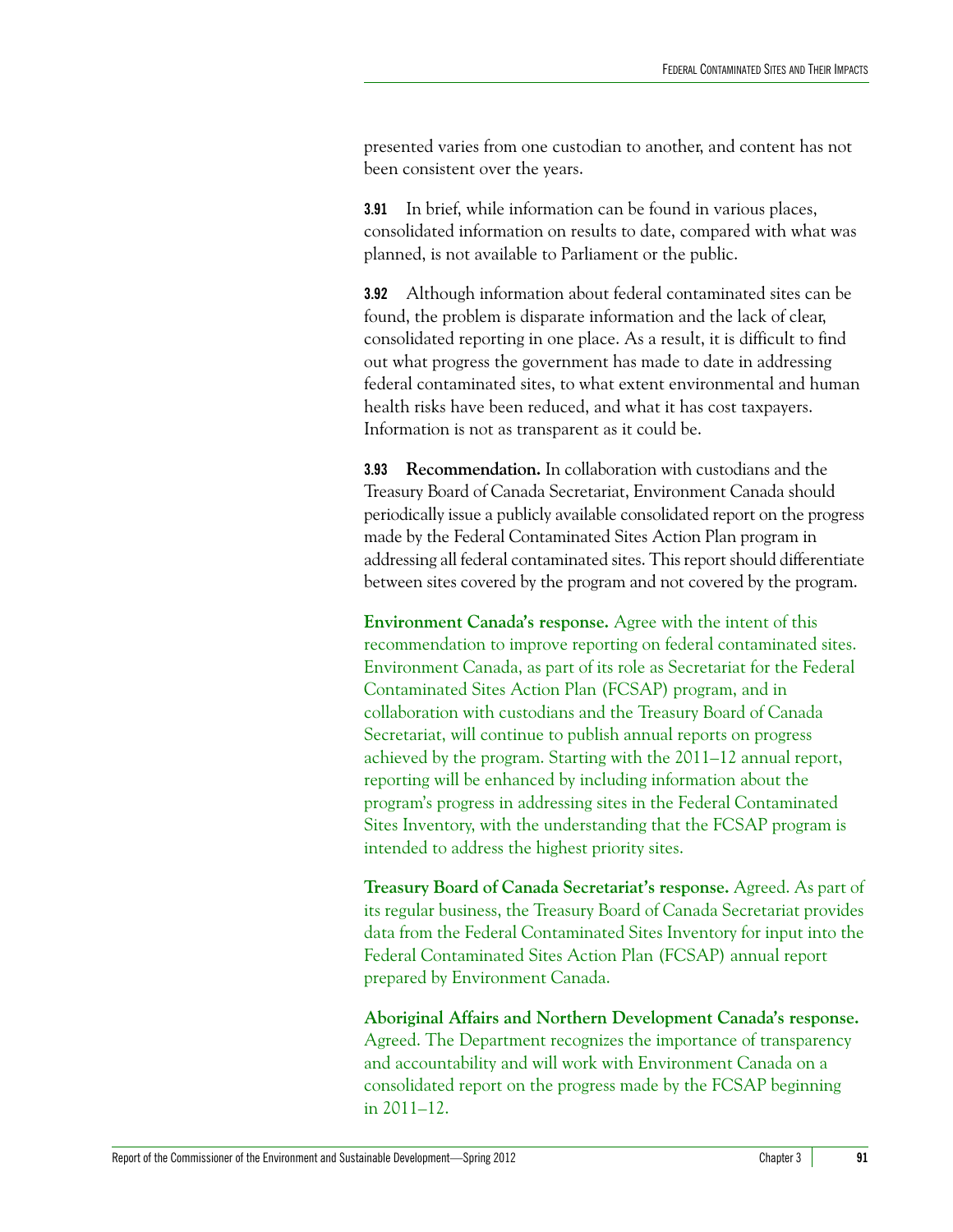presented varies from one custodian to another, and content has not been consistent over the years.

**3.91** In brief, while information can be found in various places, consolidated information on results to date, compared with what was planned, is not available to Parliament or the public.

**3.92** Although information about federal contaminated sites can be found, the problem is disparate information and the lack of clear, consolidated reporting in one place. As a result, it is difficult to find out what progress the government has made to date in addressing federal contaminated sites, to what extent environmental and human health risks have been reduced, and what it has cost taxpayers. Information is not as transparent as it could be.

**3.93** **Recommendation.** In collaboration with custodians and the Treasury Board of Canada Secretariat, Environment Canada should periodically issue a publicly available consolidated report on the progress made by the Federal Contaminated Sites Action Plan program in addressing all federal contaminated sites. This report should differentiate between sites covered by the program and not covered by the program.

**Environment Canada's response.** Agree with the intent of this recommendation to improve reporting on federal contaminated sites. Environment Canada, as part of its role as Secretariat for the Federal Contaminated Sites Action Plan (FCSAP) program, and in collaboration with custodians and the Treasury Board of Canada Secretariat, will continue to publish annual reports on progress achieved by the program. Starting with the 2011–12 annual report, reporting will be enhanced by including information about the program's progress in addressing sites in the Federal Contaminated Sites Inventory, with the understanding that the FCSAP program is intended to address the highest priority sites.

**Treasury Board of Canada Secretariat's response.** Agreed. As part of its regular business, the Treasury Board of Canada Secretariat provides data from the Federal Contaminated Sites Inventory for input into the Federal Contaminated Sites Action Plan (FCSAP) annual report prepared by Environment Canada.

**Aboriginal Affairs and Northern Development Canada's response.** Agreed. The Department recognizes the importance of transparency and accountability and will work with Environment Canada on a consolidated report on the progress made by the FCSAP beginning in 2011–12.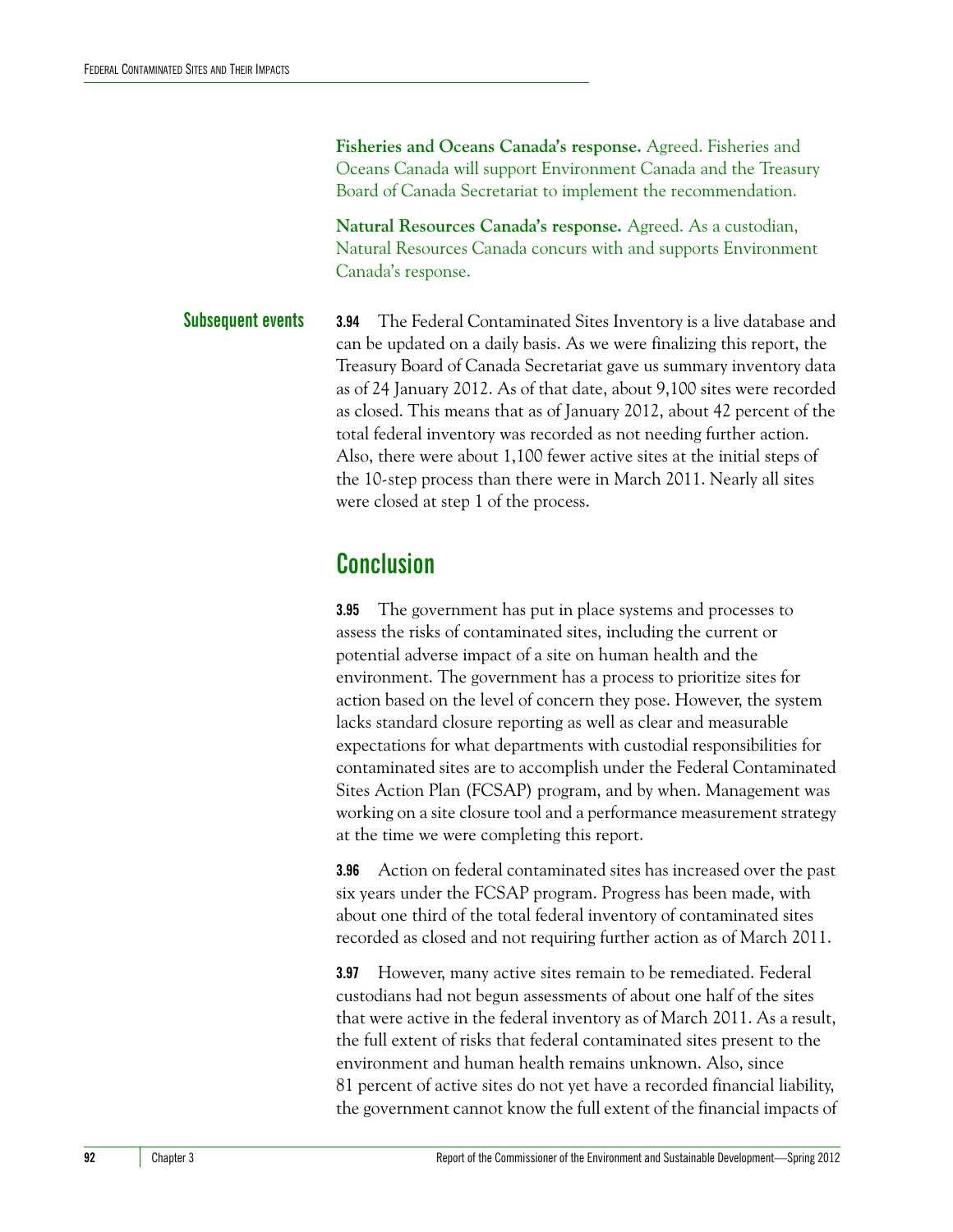**Fisheries and Oceans Canada's response.** Agreed. Fisheries and Oceans Canada will support Environment Canada and the Treasury Board of Canada Secretariat to implement the recommendation.

**Natural Resources Canada's response.** Agreed. As a custodian, Natural Resources Canada concurs with and supports Environment Canada's response.

### Subsequent events

**3.94** The Federal Contaminated Sites Inventory is a live database and can be updated on a daily basis. As we were finalizing this report, the Treasury Board of Canada Secretariat gave us summary inventory data as of 24 January 2012. As of that date, about 9,100 sites were recorded as closed. This means that as of January 2012, about 42 percent of the total federal inventory was recorded as not needing further action. Also, there were about 1,100 fewer active sites at the initial steps of the 10-step process than there were in March 2011. Nearly all sites were closed at step 1 of the process.

## Conclusion

**3.95** The government has put in place systems and processes to assess the risks of contaminated sites, including the current or potential adverse impact of a site on human health and the environment. The government has a process to prioritize sites for action based on the level of concern they pose. However, the system lacks standard closure reporting as well as clear and measurable expectations for what departments with custodial responsibilities for contaminated sites are to accomplish under the Federal Contaminated Sites Action Plan (FCSAP) program, and by when. Management was working on a site closure tool and a performance measurement strategy at the time we were completing this report.

**3.96** Action on federal contaminated sites has increased over the past six years under the FCSAP program. Progress has been made, with about one third of the total federal inventory of contaminated sites recorded as closed and not requiring further action as of March 2011.

**3.97** However, many active sites remain to be remediated. Federal custodians had not begun assessments of about one half of the sites that were active in the federal inventory as of March 2011. As a result, the full extent of risks that federal contaminated sites present to the environment and human health remains unknown. Also, since 81 percent of active sites do not yet have a recorded financial liability, the government cannot know the full extent of the financial impacts of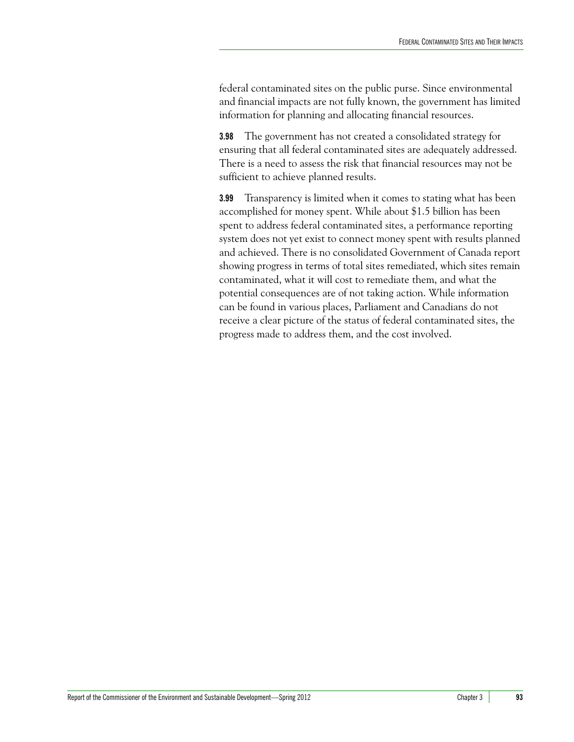federal contaminated sites on the public purse. Since environmental and financial impacts are not fully known, the government has limited information for planning and allocating financial resources.

**3.98** The government has not created a consolidated strategy for ensuring that all federal contaminated sites are adequately addressed. There is a need to assess the risk that financial resources may not be sufficient to achieve planned results.

**3.99** Transparency is limited when it comes to stating what has been accomplished for money spent. While about $1.5 billion has been spent to address federal contaminated sites, a performance reporting system does not yet exist to connect money spent with results planned and achieved. There is no consolidated Government of Canada report showing progress in terms of total sites remediated, which sites remain contaminated, what it will cost to remediate them, and what the potential consequences are of not taking action. While information can be found in various places, Parliament and Canadians do not receive a clear picture of the status of federal contaminated sites, the progress made to address them, and the cost involved.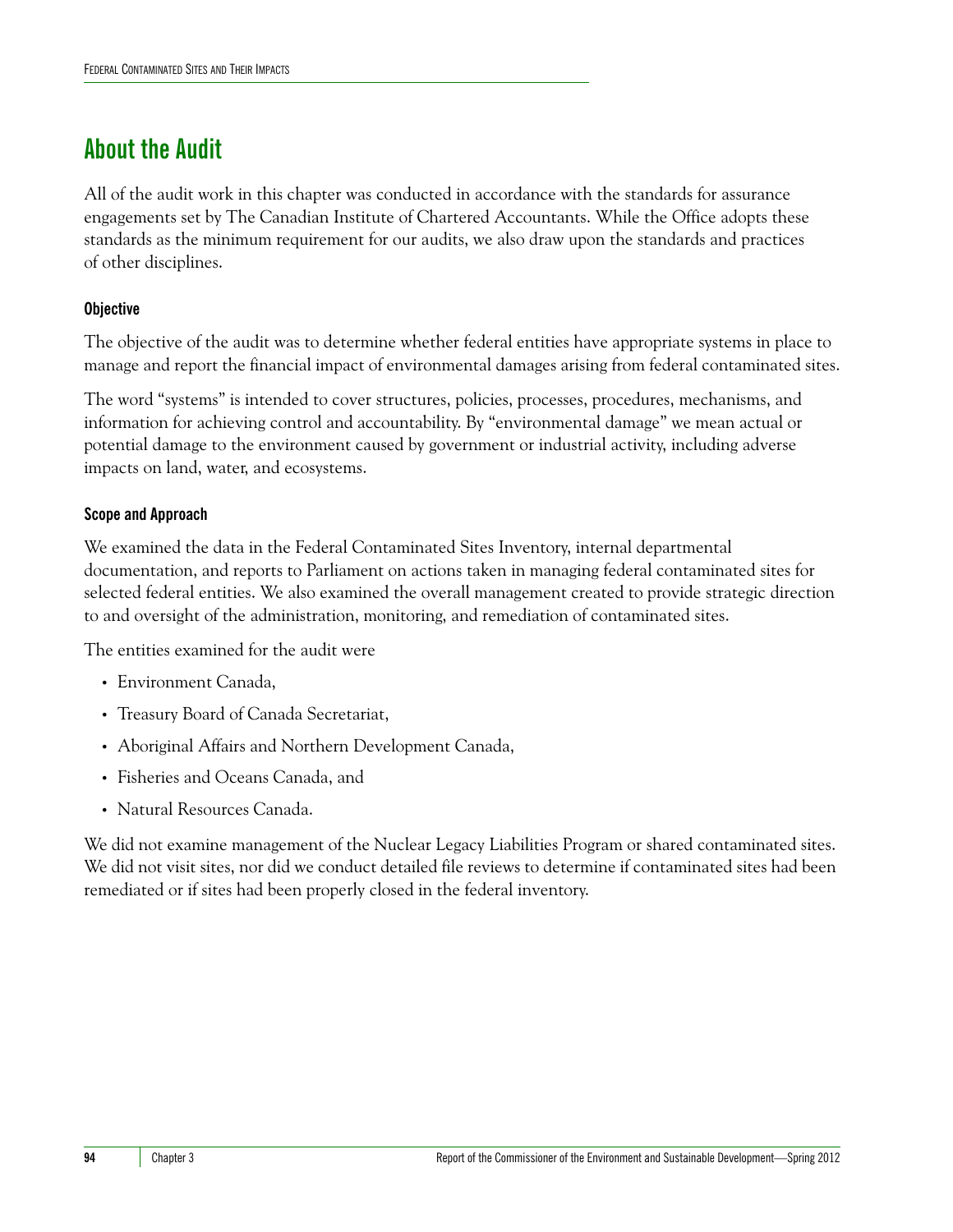## About the Audit

All of the audit work in this chapter was conducted in accordance with the standards for assurance engagements set by The Canadian Institute of Chartered Accountants. While the Office adopts these standards as the minimum requirement for our audits, we also draw upon the standards and practices of other disciplines.

### Objective

The objective of the audit was to determine whether federal entities have appropriate systems in place to manage and report the financial impact of environmental damages arising from federal contaminated sites.

The word "systems" is intended to cover structures, policies, processes, procedures, mechanisms, and information for achieving control and accountability. By "environmental damage" we mean actual or potential damage to the environment caused by government or industrial activity, including adverse impacts on land, water, and ecosystems.

### Scope and Approach

We examined the data in the Federal Contaminated Sites Inventory, internal departmental documentation, and reports to Parliament on actions taken in managing federal contaminated sites for selected federal entities. We also examined the overall management created to provide strategic direction to and oversight of the administration, monitoring, and remediation of contaminated sites.

The entities examined for the audit were

- Environment Canada,
- Treasury Board of Canada Secretariat,
- Aboriginal Affairs and Northern Development Canada,
- Fisheries and Oceans Canada, and
- Natural Resources Canada.

We did not examine management of the Nuclear Legacy Liabilities Program or shared contaminated sites. We did not visit sites, nor did we conduct detailed file reviews to determine if contaminated sites had been remediated or if sites had been properly closed in the federal inventory.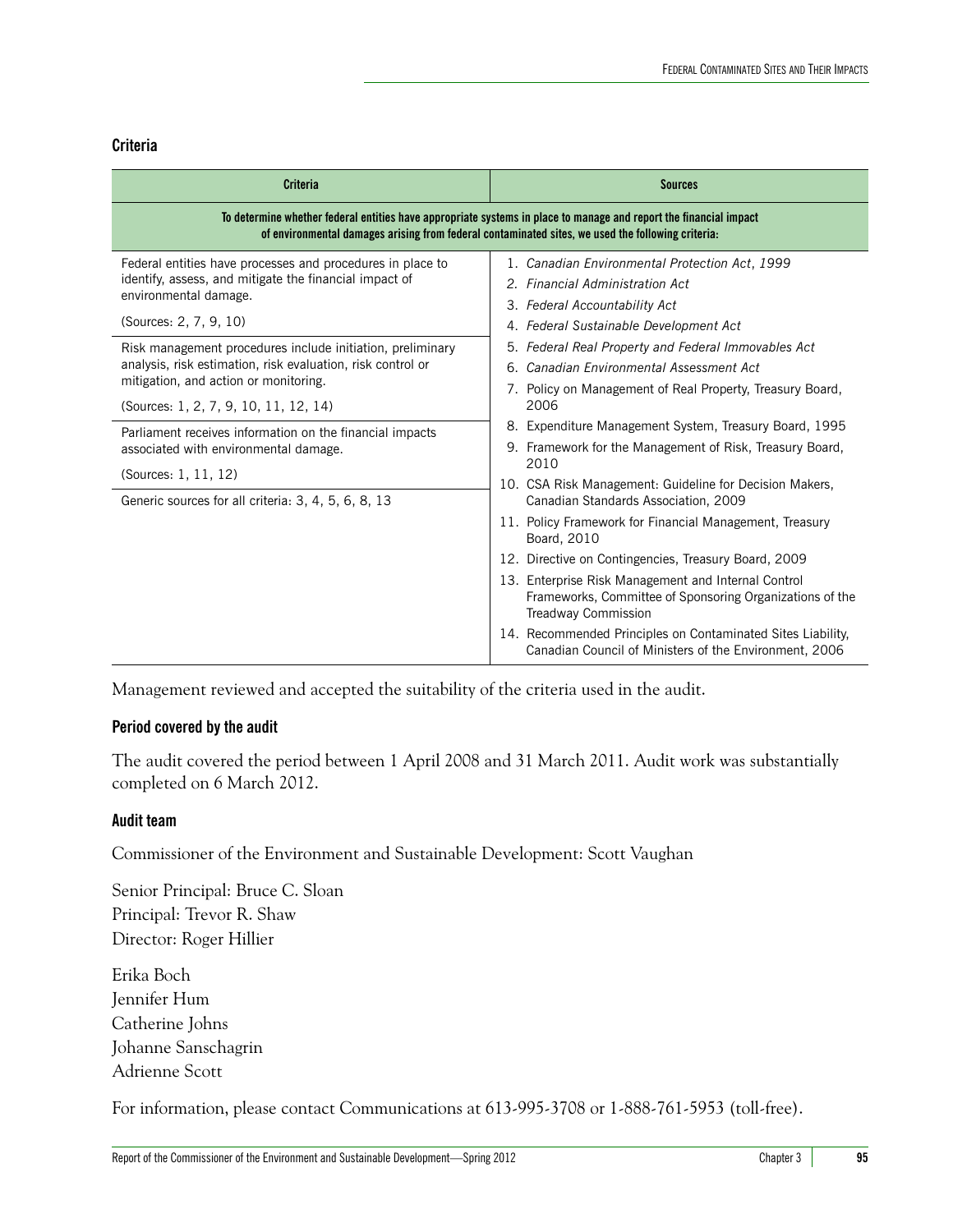## Criteria

| Criteria | Sources |
|---|---|
| **To determine whether federal entities have appropriate systems in place to manage and report the financial impact of environmental damages arising from federal contaminated sites, we used the following criteria:** | |
| Federal entities have processes and procedures in place to identify, assess, and mitigate the financial impact of environmental damage.<br><br>(Sources: 2, 7, 9, 10) | 1. *Canadian Environmental Protection Act*, 1999<br>2. *Financial Administration Act*<br>3. *Federal Accountability Act*<br>4. *Federal Sustainable Development Act*<br>5. *Federal Real Property and Federal Immovables Act*<br>6. *Canadian Environmental Assessment Act*<br>7. Policy on Management of Real Property, Treasury Board, 2006<br>8. Expenditure Management System, Treasury Board, 1995<br>9. Framework for the Management of Risk, Treasury Board, 2010<br>10. CSA Risk Management: Guideline for Decision Makers, Canadian Standards Association, 2009<br>11. Policy Framework for Financial Management, Treasury Board, 2010<br>12. Directive on Contingencies, Treasury Board, 2009<br>13. Enterprise Risk Management and Internal Control Frameworks, Committee of Sponsoring Organizations of the Treadway Commission<br>14. Recommended Principles on Contaminated Sites Liability, Canadian Council of Ministers of the Environment, 2006 |
| Risk management procedures include initiation, preliminary analysis, risk estimation, risk evaluation, risk control or mitigation, and action or monitoring.<br><br>(Sources: 1, 2, 7, 9, 10, 11, 12, 14) | |
| Parliament receives information on the financial impacts associated with environmental damage.<br><br>(Sources: 1, 11, 12) | |
| Generic sources for all criteria: 3, 4, 5, 6, 8, 13 | |

Management reviewed and accepted the suitability of the criteria used in the audit.

### Period covered by the audit

The audit covered the period between 1 April 2008 and 31 March 2011. Audit work was substantially completed on 6 March 2012.

### Audit team

Commissioner of the Environment and Sustainable Development: Scott Vaughan

Senior Principal: Bruce C. Sloan
Principal: Trevor R. Shaw
Director: Roger Hillier

Erika Boch
Jennifer Hum
Catherine Johns
Johanne Sanschagrin
Adrienne Scott

For information, please contact Communications at 613-995-3708 or 1-888-761-5953 (toll-free).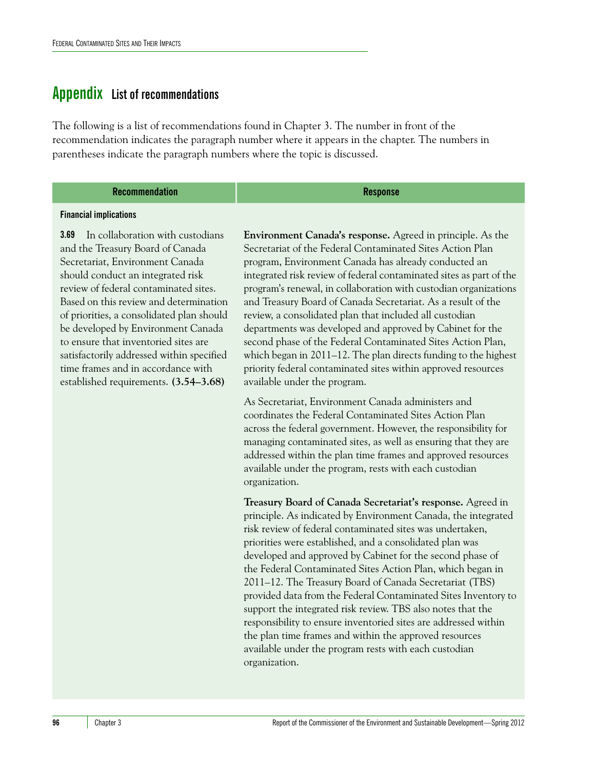# Appendix List of recommendations

The following is a list of recommendations found in Chapter 3. The number in front of the recommendation indicates the paragraph number where it appears in the chapter. The numbers in parentheses indicate the paragraph numbers where the topic is discussed.

| Recommendation | Response |
|---|---|
| **Financial implications** | |
| **3.69** In collaboration with custodians and the Treasury Board of Canada Secretariat, Environment Canada should conduct an integrated risk review of federal contaminated sites. Based on this review and determination of priorities, a consolidated plan should be developed by Environment Canada to ensure that inventoried sites are satisfactorily addressed within specified time frames and in accordance with established requirements. **(3.54–3.68)** | **Environment Canada's response.** Agreed in principle. As the Secretariat of the Federal Contaminated Sites Action Plan program, Environment Canada has already conducted an integrated risk review of federal contaminated sites as part of the program's renewal, in collaboration with custodian organizations and Treasury Board of Canada Secretariat. As a result of the review, a consolidated plan that included all custodian departments was developed and approved by Cabinet for the second phase of the Federal Contaminated Sites Action Plan, which began in 2011–12. The plan directs funding to the highest priority federal contaminated sites within approved resources available under the program.<br><br>As Secretariat, Environment Canada administers and coordinates the Federal Contaminated Sites Action Plan across the federal government. However, the responsibility for managing contaminated sites, as well as ensuring that they are addressed within the plan time frames and approved resources available under the program, rests with each custodian organization.<br><br>**Treasury Board of Canada Secretariat's response.** Agreed in principle. As indicated by Environment Canada, the integrated risk review of federal contaminated sites was undertaken, priorities were established, and a consolidated plan was developed and approved by Cabinet for the second phase of the Federal Contaminated Sites Action Plan, which began in 2011–12. The Treasury Board of Canada Secretariat (TBS) provided data from the Federal Contaminated Sites Inventory to support the integrated risk review. TBS also notes that the responsibility to ensure inventoried sites are addressed within the plan time frames and within the approved resources available under the program rests with each custodian organization. |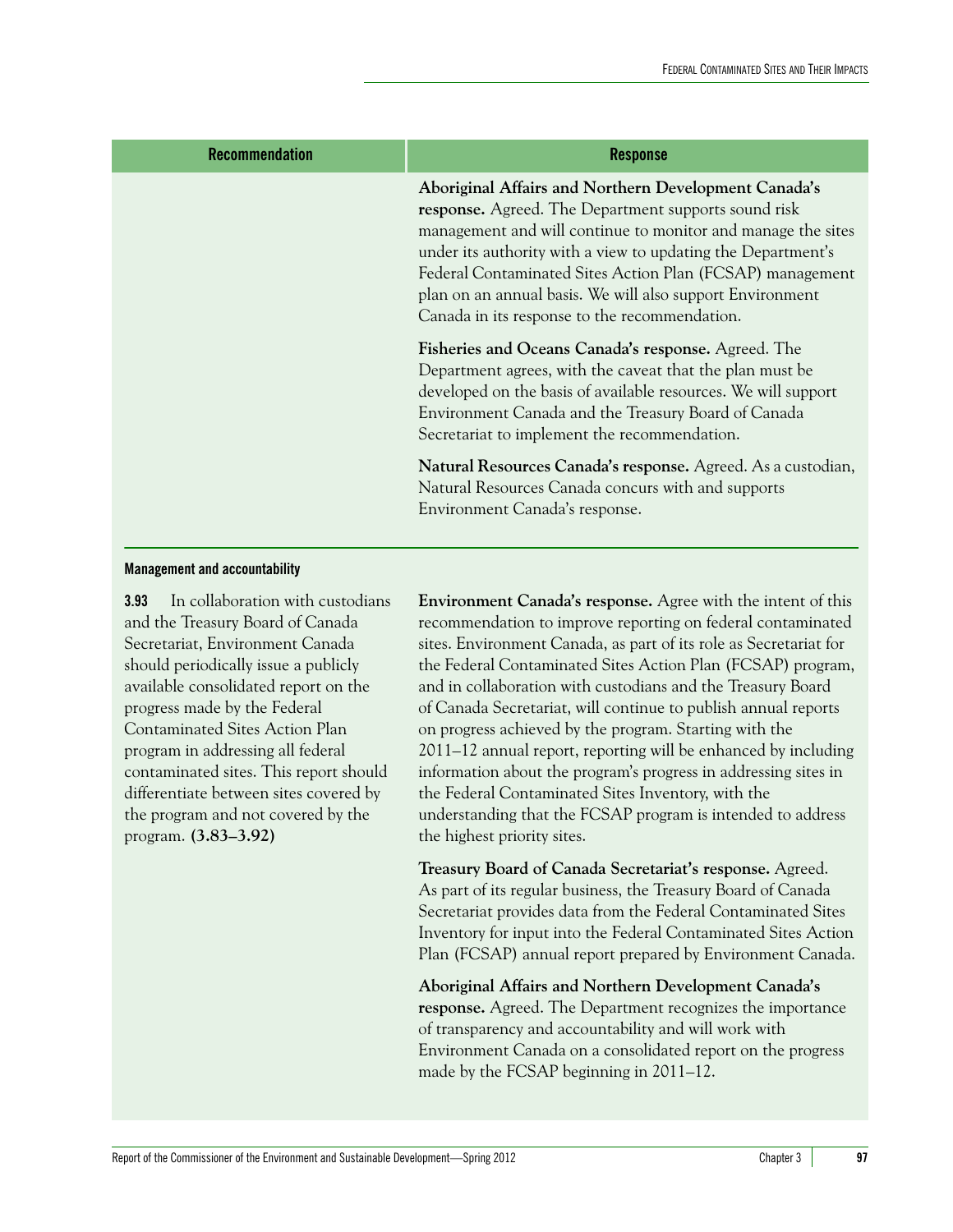| Recommendation | Response |
|---|---|
| | **Aboriginal Affairs and Northern Development Canada's response.** Agreed. The Department supports sound risk management and will continue to monitor and manage the sites under its authority with a view to updating the Department's Federal Contaminated Sites Action Plan (FCSAP) management plan on an annual basis. We will also support Environment Canada in its response to the recommendation. |
| | **Fisheries and Oceans Canada's response.** Agreed. The Department agrees, with the caveat that the plan must be developed on the basis of available resources. We will support Environment Canada and the Treasury Board of Canada Secretariat to implement the recommendation. |
| | **Natural Resources Canada's response.** Agreed. As a custodian, Natural Resources Canada concurs with and supports Environment Canada's response. |
| **Management and accountability** | |
| **3.93** In collaboration with custodians and the Treasury Board of Canada Secretariat, Environment Canada should periodically issue a publicly available consolidated report on the progress made by the Federal Contaminated Sites Action Plan program in addressing all federal contaminated sites. This report should differentiate between sites covered by the program and not covered by the program. **(3.83–3.92)** | **Environment Canada's response.** Agree with the intent of this recommendation to improve reporting on federal contaminated sites. Environment Canada, as part of its role as Secretariat for the Federal Contaminated Sites Action Plan (FCSAP) program, and in collaboration with custodians and the Treasury Board of Canada Secretariat, will continue to publish annual reports on progress achieved by the program. Starting with the 2011–12 annual report, reporting will be enhanced by including information about the program's progress in addressing sites in the Federal Contaminated Sites Inventory, with the understanding that the FCSAP program is intended to address the highest priority sites. |
| | **Treasury Board of Canada Secretariat's response.** Agreed. As part of its regular business, the Treasury Board of Canada Secretariat provides data from the Federal Contaminated Sites Inventory for input into the Federal Contaminated Sites Action Plan (FCSAP) annual report prepared by Environment Canada. |
| | **Aboriginal Affairs and Northern Development Canada's response.** Agreed. The Department recognizes the importance of transparency and accountability and will work with Environment Canada on a consolidated report on the progress made by the FCSAP beginning in 2011–12. |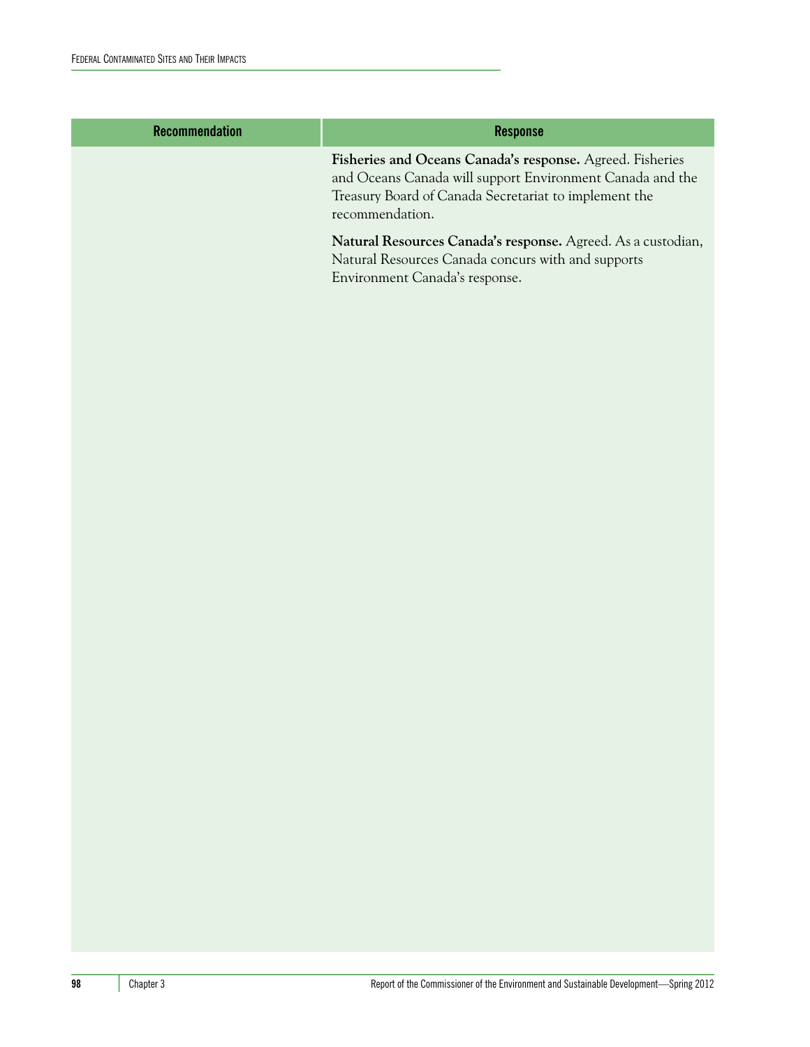| Recommendation | Response |
| --- | --- |
| | **Fisheries and Oceans Canada's response.** Agreed. Fisheries and Oceans Canada will support Environment Canada and the Treasury Board of Canada Secretariat to implement the recommendation.<br><br>**Natural Resources Canada's response.** Agreed. As a custodian, Natural Resources Canada concurs with and supports Environment Canada's response. |